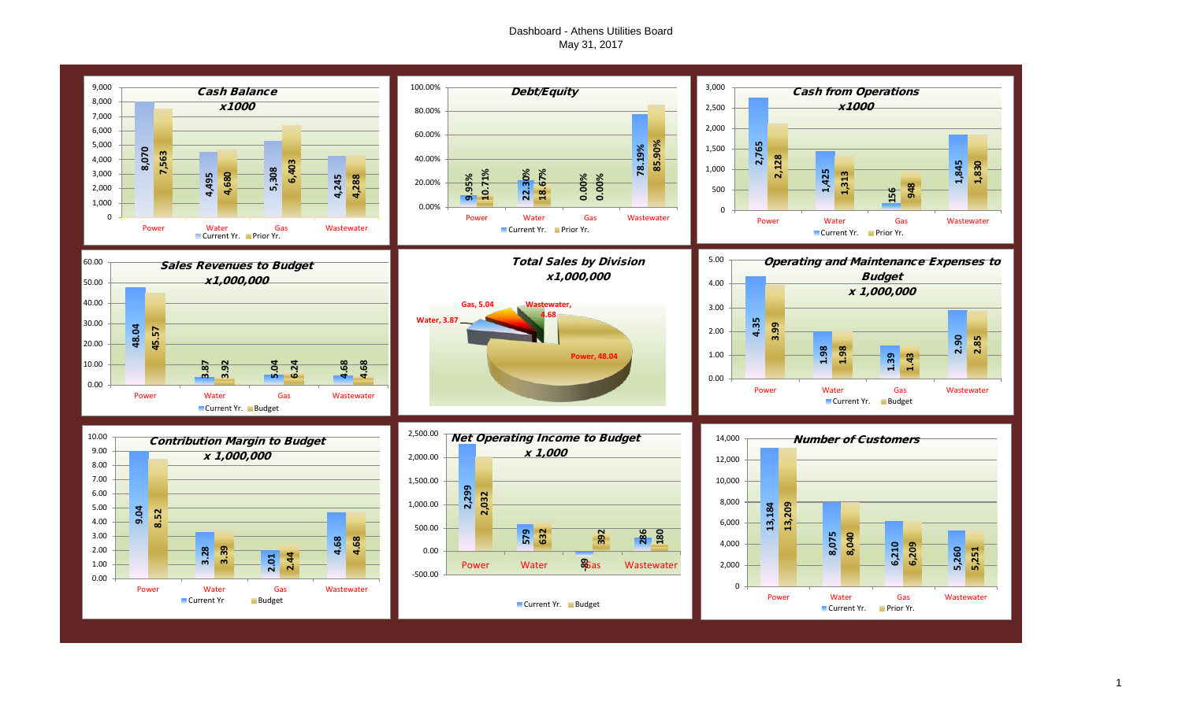# Dashboard - Athens Utilities Board

May 31, 2017

## Cash Balance x1000

| | Power | Water | Gas | Wastewater |
|---|---|---|---|---|
| Current Yr. | 8,070 | 4,495 | 5,308 | 4,245 |
| Prior Yr. | 7,563 | 4,680 | 6,403 | 4,288 |

## Debt/Equity

| | Power | Water | Gas | Wastewater |
|---|---|---|---|---|
| Current Yr. | 9.95% | 22.30% | 0.00% | 78.19% |
| Prior Yr. | 10.71% | 18.67% | 0.00% | 85.90% |

## Cash from Operations x1000

| | Power | Water | Gas | Wastewater |
|---|---|---|---|---|
| Current Yr. | 2,765 | 1,425 | 156 | 1,845 |
| Prior Yr. | 2,128 | 1,313 | 948 | 1,830 |

## Sales Revenues to Budget x1,000,000

| | Power | Water | Gas | Wastewater |
|---|---|---|---|---|
| Current Yr. | 48.04 | 3.87 | 5.04 | 4.68 |
| Budget | 45.57 | 3.92 | 6.24 | 4.68 |

## Total Sales by Division x1,000,000

| Division | Sales |
|---|---|
| Power | 48.04 |
| Water | 3.87 |
| Gas | 5.04 |
| Wastewater | 4.68 |

## Operating and Maintenance Expenses to Budget x 1,000,000

| | Power | Water | Gas | Wastewater |
|---|---|---|---|---|
| Current Yr. | 4.35 | 1.98 | 1.39 | 2.90 |
| Budget | 3.99 | 1.98 | 1.43 | 2.85 |

## Contribution Margin to Budget x 1,000,000

| | Power | Water | Gas | Wastewater |
|---|---|---|---|---|
| Current Yr | 9.04 | 3.28 | 2.01 | 4.68 |
| Budget | 8.52 | 3.39 | 2.44 | 4.68 |

## Net Operating Income to Budget x 1,000

| | Power | Water | Gas | Wastewater |
|---|---|---|---|---|
| Current Yr. | 2,299 | 579 | -89 | 286 |
| Budget | 2,032 | 632 | 392 | 180 |

## Number of Customers

| | Power | Water | Gas | Wastewater |
|---|---|---|---|---|
| Current Yr. | 13,184 | 8,075 | 6,210 | 5,260 |
| Prior Yr. | 13,209 | 8,040 | 6,209 | 5,251 |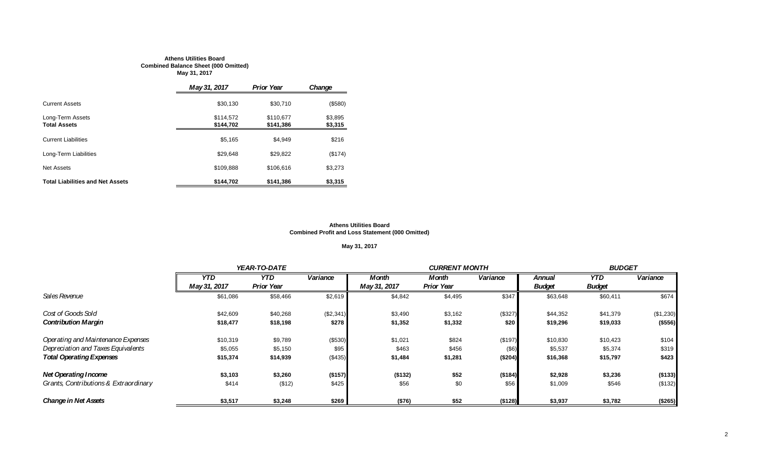**Athens Utilities Board**
**Combined Balance Sheet (000 Omitted)**
**May 31, 2017**

| | *May 31, 2017* | *Prior Year* | *Change* |
|---|---|---|---|
| Current Assets | \$30,130 | \$30,710 | (\$580) |
| Long-Term Assets | \$114,572 | \$110,677 | \$3,895 |
| **Total Assets** | **\$144,702** | **\$141,386** | **\$3,315** |
| Current Liabilities | \$5,165 | \$4,949 | \$216 |
| Long-Term Liabilities | \$29,648 | \$29,822 | (\$174) |
| Net Assets | \$109,888 | \$106,616 | \$3,273 |
| **Total Liabilities and Net Assets** | **\$144,702** | **\$141,386** | **\$3,315** |

**Athens Utilities Board**
**Combined Profit and Loss Statement (000 Omitted)**

**May 31, 2017**

| | *YEAR-TO-DATE* | | | *CURRENT MONTH* | | | *BUDGET* | | |
|---|---|---|---|---|---|---|---|---|---|
| | *YTD May 31, 2017* | *YTD Prior Year* | *Variance* | *Month May 31, 2017* | *Month Prior Year* | *Variance* | *Annual Budget* | *YTD Budget* | *Variance* |
| *Sales Revenue* | \$61,086 | \$58,466 | \$2,619 | \$4,842 | \$4,495 | \$347 | \$63,648 | \$60,411 | \$674 |
| *Cost of Goods Sold* | \$42,609 | \$40,268 | (\$2,341) | \$3,490 | \$3,162 | (\$327) | \$44,352 | \$41,379 | (\$1,230) |
| ***Contribution Margin*** | **\$18,477** | **\$18,198** | **\$278** | **\$1,352** | **\$1,332** | **\$20** | **\$19,296** | **\$19,033** | **(\$556)** |
| *Operating and Maintenance Expenses* | \$10,319 | \$9,789 | (\$530) | \$1,021 | \$824 | (\$197) | \$10,830 | \$10,423 | \$104 |
| *Depreciation and Taxes Equivalents* | \$5,055 | \$5,150 | \$95 | \$463 | \$456 | (\$6) | \$5,537 | \$5,374 | \$319 |
| ***Total Operating Expenses*** | **\$15,374** | **\$14,939** | (\$435) | **\$1,484** | **\$1,281** | **(\$204)** | **\$16,368** | **\$15,797** | **\$423** |
| ***Net Operating Income*** | **\$3,103** | **\$3,260** | **(\$157)** | **(\$132)** | **\$52** | **(\$184)** | **\$2,928** | **\$3,236** | **(\$133)** |
| *Grants, Contributions & Extraordinary* | \$414 | (\$12) | \$425 | \$56 | \$0 | \$56 | \$1,009 | \$546 | (\$132) |
| ***Change in Net Assets*** | **\$3,517** | **\$3,248** | **\$269** | **(\$76)** | **\$52** | **(\$128)** | **\$3,937** | **\$3,782** | **(\$265)** |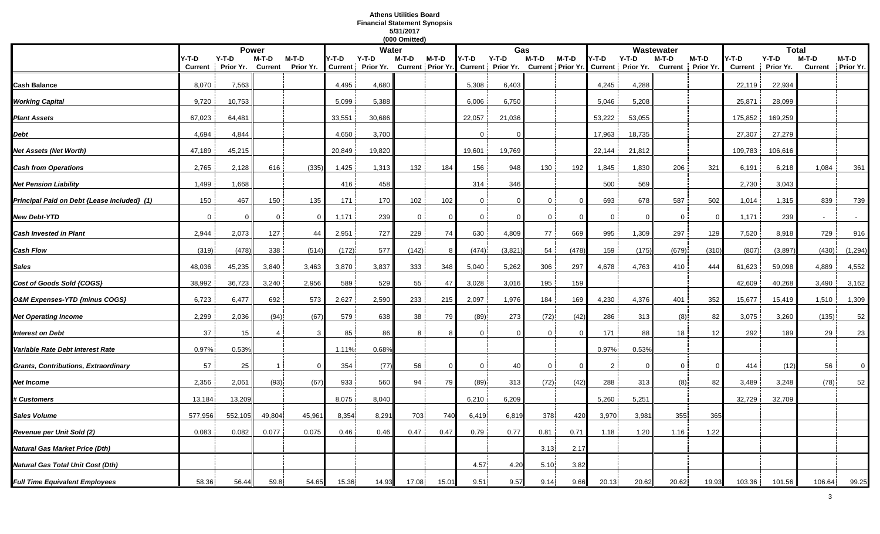# Athens Utilities Board
## Financial Statement Synopsis
### 5/31/2017
### (000 Omitted)

| | Power | | | | Water | | | | Gas | | | | Wastewater | | | | Total | | | |
|---|---|---|---|---|---|---|---|---|---|---|---|---|---|---|---|---|---|---|---|---|
| | Y-T-D Current | Y-T-D Prior Yr. | M-T-D Current | M-T-D Prior Yr. | Y-T-D Current | Y-T-D Prior Yr. | M-T-D Current | M-T-D Prior Yr. | Y-T-D Current | Y-T-D Prior Yr. | M-T-D Current | M-T-D Prior Yr. | Y-T-D Current | Y-T-D Prior Yr. | M-T-D Current | M-T-D Prior Yr. | Y-T-D Current | Y-T-D Prior Yr. | M-T-D Current | M-T-D Prior Yr. |
| ***Cash Balance*** | 8,070 | 7,563 | | | 4,495 | 4,680 | | | 5,308 | 6,403 | | | 4,245 | 4,288 | | | 22,119 | 22,934 | | |
| ***Working Capital*** | 9,720 | 10,753 | | | 5,099 | 5,388 | | | 6,006 | 6,750 | | | 5,046 | 5,208 | | | 25,871 | 28,099 | | |
| ***Plant Assets*** | 67,023 | 64,481 | | | 33,551 | 30,686 | | | 22,057 | 21,036 | | | 53,222 | 53,055 | | | 175,852 | 169,259 | | |
| ***Debt*** | 4,694 | 4,844 | | | 4,650 | 3,700 | | | 0 | 0 | | | 17,963 | 18,735 | | | 27,307 | 27,279 | | |
| ***Net Assets (Net Worth)*** | 47,189 | 45,215 | | | 20,849 | 19,820 | | | 19,601 | 19,769 | | | 22,144 | 21,812 | | | 109,783 | 106,616 | | |
| ***Cash from Operations*** | 2,765 | 2,128 | 616 | (335) | 1,425 | 1,313 | 132 | 184 | 156 | 948 | 130 | 192 | 1,845 | 1,830 | 206 | 321 | 6,191 | 6,218 | 1,084 | 361 |
| ***Net Pension Liability*** | 1,499 | 1,668 | | | 416 | 458 | | | 314 | 346 | | | 500 | 569 | | | 2,730 | 3,043 | | |
| ***Principal Paid on Debt {Lease Included} (1)*** | 150 | 467 | 150 | 135 | 171 | 170 | 102 | 102 | 0 | 0 | 0 | 0 | 693 | 678 | 587 | 502 | 1,014 | 1,315 | 839 | 739 |
| ***New Debt-YTD*** | 0 | 0 | 0 | 0 | 1,171 | 239 | 0 | 0 | 0 | 0 | 0 | 0 | 0 | 0 | 0 | 0 | 1,171 | 239 | - | - |
| ***Cash Invested in Plant*** | 2,944 | 2,073 | 127 | 44 | 2,951 | 727 | 229 | 74 | 630 | 4,809 | 77 | 669 | 995 | 1,309 | 297 | 129 | 7,520 | 8,918 | 729 | 916 |
| ***Cash Flow*** | (319) | (478) | 338 | (514) | (172) | 577 | (142) | 8 | (474) | (3,821) | 54 | (478) | 159 | (175) | (679) | (310) | (807) | (3,897) | (430) | (1,294) |
| ***Sales*** | 48,036 | 45,235 | 3,840 | 3,463 | 3,870 | 3,837 | 333 | 348 | 5,040 | 5,262 | 306 | 297 | 4,678 | 4,763 | 410 | 444 | 61,623 | 59,098 | 4,889 | 4,552 |
| ***Cost of Goods Sold {COGS}*** | 38,992 | 36,723 | 3,240 | 2,956 | 589 | 529 | 55 | 47 | 3,028 | 3,016 | 195 | 159 | | | | | 42,609 | 40,268 | 3,490 | 3,162 |
| ***O&M Expenses-YTD {minus COGS}*** | 6,723 | 6,477 | 692 | 573 | 2,627 | 2,590 | 233 | 215 | 2,097 | 1,976 | 184 | 169 | 4,230 | 4,376 | 401 | 352 | 15,677 | 15,419 | 1,510 | 1,309 |
| ***Net Operating Income*** | 2,299 | 2,036 | (94) | (67) | 579 | 638 | 38 | 79 | (89) | 273 | (72) | (42) | 286 | 313 | (8) | 82 | 3,075 | 3,260 | (135) | 52 |
| ***Interest on Debt*** | 37 | 15 | 4 | 3 | 85 | 86 | 8 | 8 | 0 | 0 | 0 | 0 | 171 | 88 | 18 | 12 | 292 | 189 | 29 | 23 |
| ***Variable Rate Debt Interest Rate*** | 0.97% | 0.53% | | | 1.11% | 0.68% | | | | | | | 0.97% | 0.53% | | | | | | |
| ***Grants, Contributions, Extraordinary*** | 57 | 25 | 1 | 0 | 354 | (77) | 56 | 0 | 0 | 40 | 0 | 0 | 2 | 0 | 0 | 0 | 414 | (12) | 56 | 0 |
| ***Net Income*** | 2,356 | 2,061 | (93) | (67) | 933 | 560 | 94 | 79 | (89) | 313 | (72) | (42) | 288 | 313 | (8) | 82 | 3,489 | 3,248 | (78) | 52 |
| ***# Customers*** | 13,184 | 13,209 | | | 8,075 | 8,040 | | | 6,210 | 6,209 | | | 5,260 | 5,251 | | | 32,729 | 32,709 | | |
| ***Sales Volume*** | 577,956 | 552,105 | 49,804 | 45,961 | 8,354 | 8,291 | 703 | 740 | 6,419 | 6,819 | 378 | 420 | 3,970 | 3,981 | 355 | 365 | | | | |
| ***Revenue per Unit Sold (2)*** | 0.083 | 0.082 | 0.077 | 0.075 | 0.46 | 0.46 | 0.47 | 0.47 | 0.79 | 0.77 | 0.81 | 0.71 | 1.18 | 1.20 | 1.16 | 1.22 | | | | |
| ***Natural Gas Market Price (Dth)*** | | | | | | | | | | | 3.13 | 2.17 | | | | | | | | |
| ***Natural Gas Total Unit Cost (Dth)*** | | | | | | | | | 4.57 | 4.20 | 5.10 | 3.82 | | | | | | | | |
| ***Full Time Equivalent Employees*** | 58.36 | 56.44 | 59.8 | 54.65 | 15.36 | 14.93 | 17.08 | 15.01 | 9.51 | 9.57 | 9.14 | 9.66 | 20.13 | 20.62 | 20.62 | 19.93 | 103.36 | 101.56 | 106.64 | 99.25 |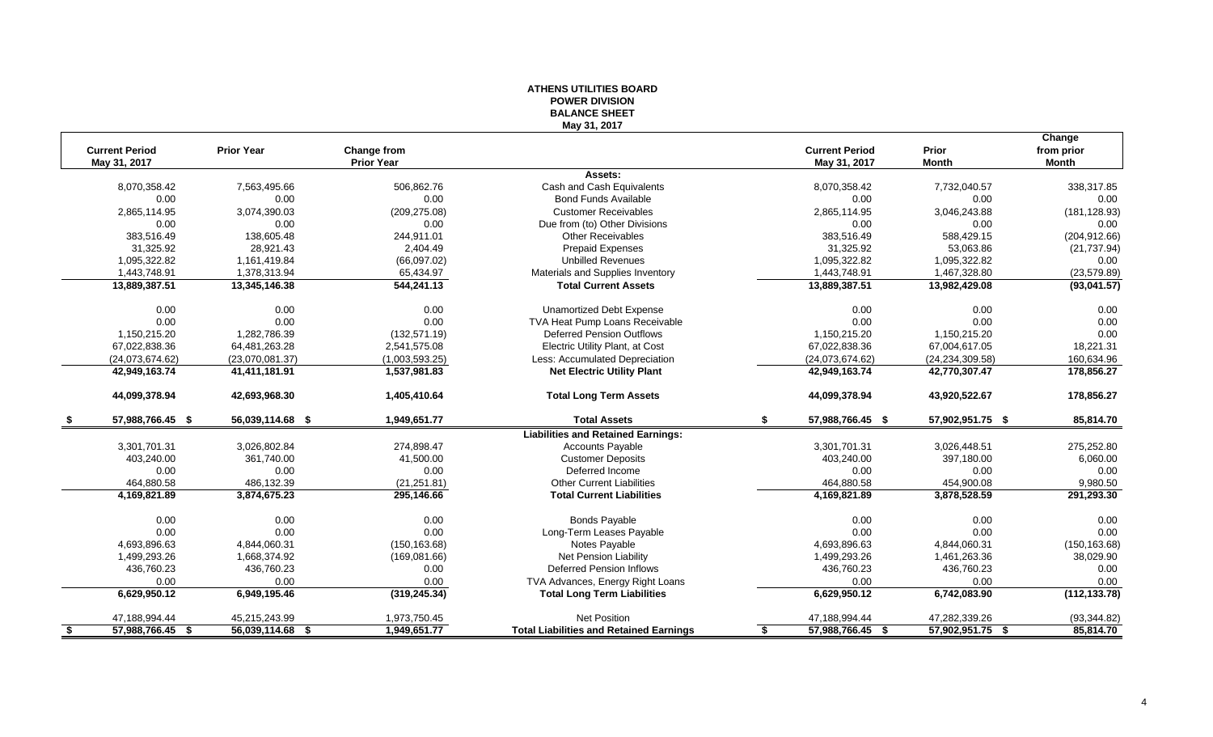# ATHENS UTILITIES BOARD
## POWER DIVISION
## BALANCE SHEET
### May 31, 2017

| Current Period May 31, 2017 | Prior Year | Change from Prior Year | | Current Period May 31, 2017 | Prior Month | Change from prior Month |
|---|---|---|---|---|---|---|
| | | | **Assets:** | | | |
| 8,070,358.42 | 7,563,495.66 | 506,862.76 | Cash and Cash Equivalents | 8,070,358.42 | 7,732,040.57 | 338,317.85 |
| 0.00 | 0.00 | 0.00 | Bond Funds Available | 0.00 | 0.00 | 0.00 |
| 2,865,114.95 | 3,074,390.03 | (209,275.08) | Customer Receivables | 2,865,114.95 | 3,046,243.88 | (181,128.93) |
| 0.00 | 0.00 | 0.00 | Due from (to) Other Divisions | 0.00 | 0.00 | 0.00 |
| 383,516.49 | 138,605.48 | 244,911.01 | Other Receivables | 383,516.49 | 588,429.15 | (204,912.66) |
| 31,325.92 | 28,921.43 | 2,404.49 | Prepaid Expenses | 31,325.92 | 53,063.86 | (21,737.94) |
| 1,095,322.82 | 1,161,419.84 | (66,097.02) | Unbilled Revenues | 1,095,322.82 | 1,095,322.82 | 0.00 |
| 1,443,748.91 | 1,378,313.94 | 65,434.97 | Materials and Supplies Inventory | 1,443,748.91 | 1,467,328.80 | (23,579.89) |
| **13,889,387.51** | **13,345,146.38** | **544,241.13** | **Total Current Assets** | **13,889,387.51** | **13,982,429.08** | **(93,041.57)** |
| 0.00 | 0.00 | 0.00 | Unamortized Debt Expense | 0.00 | 0.00 | 0.00 |
| 0.00 | 0.00 | 0.00 | TVA Heat Pump Loans Receivable | 0.00 | 0.00 | 0.00 |
| 1,150,215.20 | 1,282,786.39 | (132,571.19) | Deferred Pension Outflows | 1,150,215.20 | 1,150,215.20 | 0.00 |
| 67,022,838.36 | 64,481,263.28 | 2,541,575.08 | Electric Utility Plant, at Cost | 67,022,838.36 | 67,004,617.05 | 18,221.31 |
| (24,073,674.62) | (23,070,081.37) | (1,003,593.25) | Less: Accumulated Depreciation | (24,073,674.62) | (24,234,309.58) | 160,634.96 |
| **42,949,163.74** | **41,411,181.91** | **1,537,981.83** | **Net Electric Utility Plant** | **42,949,163.74** | **42,770,307.47** | **178,856.27** |
| **44,099,378.94** | **42,693,968.30** | **1,405,410.64** | **Total Long Term Assets** | **44,099,378.94** | **43,920,522.67** | **178,856.27** |
| **$ 57,988,766.45** | **$ 56,039,114.68** | **$ 1,949,651.77** | **Total Assets** | **$ 57,988,766.45** | **$ 57,902,951.75** | **$ 85,814.70** |
| | | | **Liabilities and Retained Earnings:** | | | |
| 3,301,701.31 | 3,026,802.84 | 274,898.47 | Accounts Payable | 3,301,701.31 | 3,026,448.51 | 275,252.80 |
| 403,240.00 | 361,740.00 | 41,500.00 | Customer Deposits | 403,240.00 | 397,180.00 | 6,060.00 |
| 0.00 | 0.00 | 0.00 | Deferred Income | 0.00 | 0.00 | 0.00 |
| 464,880.58 | 486,132.39 | (21,251.81) | Other Current Liabilities | 464,880.58 | 454,900.08 | 9,980.50 |
| **4,169,821.89** | **3,874,675.23** | **295,146.66** | **Total Current Liabilities** | **4,169,821.89** | **3,878,528.59** | **291,293.30** |
| 0.00 | 0.00 | 0.00 | Bonds Payable | 0.00 | 0.00 | 0.00 |
| 0.00 | 0.00 | 0.00 | Long-Term Leases Payable | 0.00 | 0.00 | 0.00 |
| 4,693,896.63 | 4,844,060.31 | (150,163.68) | Notes Payable | 4,693,896.63 | 4,844,060.31 | (150,163.68) |
| 1,499,293.26 | 1,668,374.92 | (169,081.66) | Net Pension Liability | 1,499,293.26 | 1,461,263.36 | 38,029.90 |
| 436,760.23 | 436,760.23 | 0.00 | Deferred Pension Inflows | 436,760.23 | 436,760.23 | 0.00 |
| 0.00 | 0.00 | 0.00 | TVA Advances, Energy Right Loans | 0.00 | 0.00 | 0.00 |
| **6,629,950.12** | **6,949,195.46** | **(319,245.34)** | **Total Long Term Liabilities** | **6,629,950.12** | **6,742,083.90** | **(112,133.78)** |
| 47,188,994.44 | 45,215,243.99 | 1,973,750.45 | Net Position | 47,188,994.44 | 47,282,339.26 | (93,344.82) |
| **$ 57,988,766.45** | **$ 56,039,114.68** | **$ 1,949,651.77** | **Total Liabilities and Retained Earnings** | **$ 57,988,766.45** | **$ 57,902,951.75** | **$ 85,814.70** |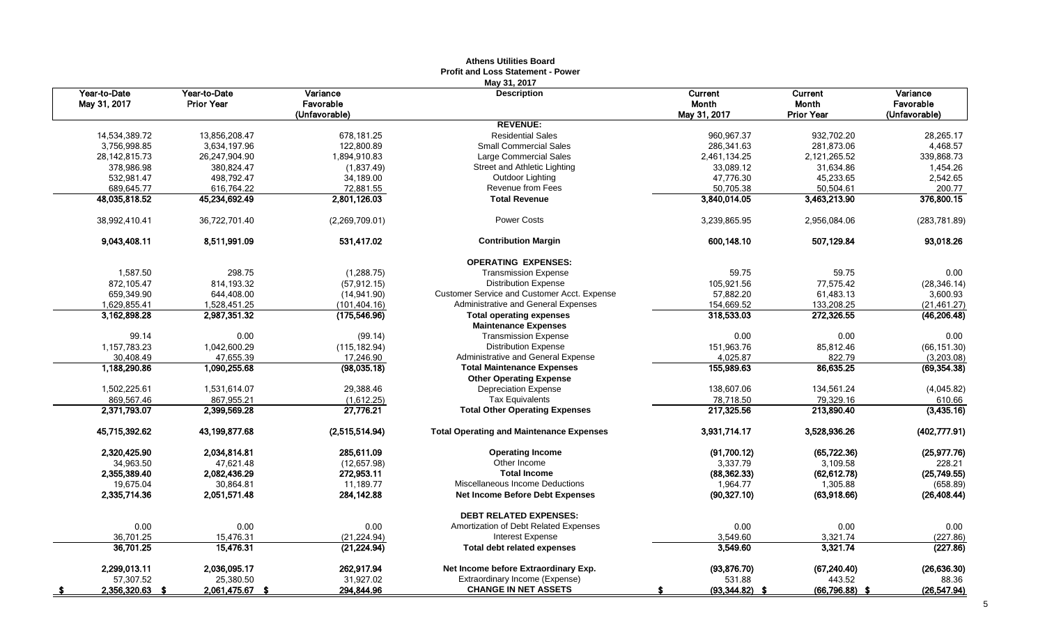# Athens Utilities Board
## Profit and Loss Statement - Power
### May 31, 2017

| Year-to-Date May 31, 2017 | Year-to-Date Prior Year | Variance Favorable (Unfavorable) | Description | Current Month May 31, 2017 | Current Month Prior Year | Variance Favorable (Unfavorable) |
|---|---|---|---|---|---|---|
| | | | **REVENUE:** | | | |
| 14,534,389.72 | 13,856,208.47 | 678,181.25 | Residential Sales | 960,967.37 | 932,702.20 | 28,265.17 |
| 3,756,998.85 | 3,634,197.96 | 122,800.89 | Small Commercial Sales | 286,341.63 | 281,873.06 | 4,468.57 |
| 28,142,815.73 | 26,247,904.90 | 1,894,910.83 | Large Commercial Sales | 2,461,134.25 | 2,121,265.52 | 339,868.73 |
| 378,986.98 | 380,824.47 | (1,837.49) | Street and Athletic Lighting | 33,089.12 | 31,634.86 | 1,454.26 |
| 532,981.47 | 498,792.47 | 34,189.00 | Outdoor Lighting | 47,776.30 | 45,233.65 | 2,542.65 |
| 689,645.77 | 616,764.22 | 72,881.55 | Revenue from Fees | 50,705.38 | 50,504.61 | 200.77 |
| **48,035,818.52** | **45,234,692.49** | **2,801,126.03** | **Total Revenue** | **3,840,014.05** | **3,463,213.90** | **376,800.15** |
| 38,992,410.41 | 36,722,701.40 | (2,269,709.01) | Power Costs | 3,239,865.95 | 2,956,084.06 | (283,781.89) |
| **9,043,408.11** | **8,511,991.09** | **531,417.02** | **Contribution Margin** | **600,148.10** | **507,129.84** | **93,018.26** |
| | | | **OPERATING EXPENSES:** | | | |
| 1,587.50 | 298.75 | (1,288.75) | Transmission Expense | 59.75 | 59.75 | 0.00 |
| 872,105.47 | 814,193.32 | (57,912.15) | Distribution Expense | 105,921.56 | 77,575.42 | (28,346.14) |
| 659,349.90 | 644,408.00 | (14,941.90) | Customer Service and Customer Acct. Expense | 57,882.20 | 61,483.13 | 3,600.93 |
| 1,629,855.41 | 1,528,451.25 | (101,404.16) | Administrative and General Expenses | 154,669.52 | 133,208.25 | (21,461.27) |
| **3,162,898.28** | **2,987,351.32** | **(175,546.96)** | **Total operating expenses** | **318,533.03** | **272,326.55** | **(46,206.48)** |
| | | | **Maintenance Expenses** | | | |
| 99.14 | 0.00 | (99.14) | Transmission Expense | 0.00 | 0.00 | 0.00 |
| 1,157,783.23 | 1,042,600.29 | (115,182.94) | Distribution Expense | 151,963.76 | 85,812.46 | (66,151.30) |
| 30,408.49 | 47,655.39 | 17,246.90 | Administrative and General Expense | 4,025.87 | 822.79 | (3,203.08) |
| **1,188,290.86** | **1,090,255.68** | **(98,035.18)** | **Total Maintenance Expenses** | **155,989.63** | **86,635.25** | **(69,354.38)** |
| | | | **Other Operating Expense** | | | |
| 1,502,225.61 | 1,531,614.07 | 29,388.46 | Depreciation Expense | 138,607.06 | 134,561.24 | (4,045.82) |
| 869,567.46 | 867,955.21 | (1,612.25) | Tax Equivalents | 78,718.50 | 79,329.16 | 610.66 |
| **2,371,793.07** | **2,399,569.28** | **27,776.21** | **Total Other Operating Expenses** | **217,325.56** | **213,890.40** | **(3,435.16)** |
| **45,715,392.62** | **43,199,877.68** | **(2,515,514.94)** | **Total Operating and Maintenance Expenses** | **3,931,714.17** | **3,528,936.26** | **(402,777.91)** |
| **2,320,425.90** | **2,034,814.81** | **285,611.09** | **Operating Income** | **(91,700.12)** | **(65,722.36)** | **(25,977.76)** |
| 34,963.50 | 47,621.48 | (12,657.98) | Other Income | 3,337.79 | 3,109.58 | 228.21 |
| **2,355,389.40** | **2,082,436.29** | **272,953.11** | **Total Income** | **(88,362.33)** | **(62,612.78)** | **(25,749.55)** |
| 19,675.04 | 30,864.81 | 11,189.77 | Miscellaneous Income Deductions | 1,964.77 | 1,305.88 | (658.89) |
| **2,335,714.36** | **2,051,571.48** | **284,142.88** | **Net Income Before Debt Expenses** | **(90,327.10)** | **(63,918.66)** | **(26,408.44)** |
| | | | **DEBT RELATED EXPENSES:** | | | |
| 0.00 | 0.00 | 0.00 | Amortization of Debt Related Expenses | 0.00 | 0.00 | 0.00 |
| 36,701.25 | 15,476.31 | (21,224.94) | Interest Expense | 3,549.60 | 3,321.74 | (227.86) |
| **36,701.25** | **15,476.31** | **(21,224.94)** | **Total debt related expenses** | **3,549.60** | **3,321.74** | **(227.86)** |
| **2,299,013.11** | **2,036,095.17** | **262,917.94** | **Net Income before Extraordinary Exp.** | **(93,876.70)** | **(67,240.40)** | **(26,636.30)** |
| 57,307.52 | 25,380.50 | 31,927.02 | Extraordinary Income (Expense) | 531.88 | 443.52 | 88.36 |
| **$ 2,356,320.63** | **$ 2,061,475.67** | **$ 294,844.96** | **CHANGE IN NET ASSETS** | **$ (93,344.82)** | **$ (66,796.88)** | **$ (26,547.94)** |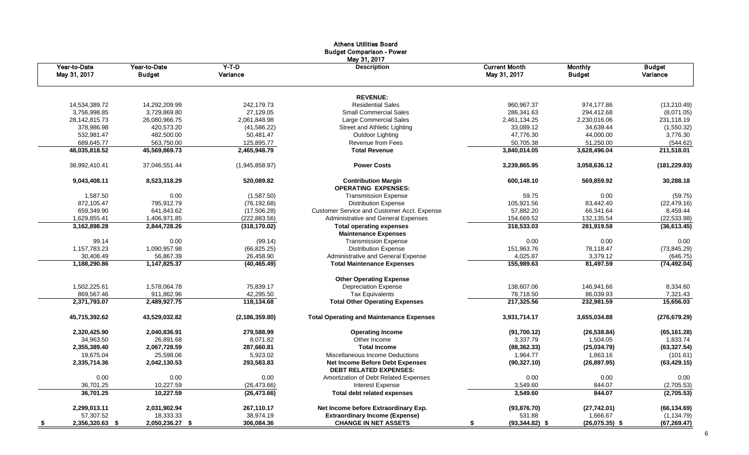# Athens Utilities Board
## Budget Comparison - Power
### May 31, 2017

| Year-to-Date May 31, 2017 | Year-to-Date Budget | Y-T-D Variance | Description | Current Month May 31, 2017 | Monthly Budget | Budget Variance |
|---|---|---|---|---|---|---|
| | | | **REVENUE:** | | | |
| 14,534,389.72 | 14,292,209.99 | 242,179.73 | Residential Sales | 960,967.37 | 974,177.86 | (13,210.49) |
| 3,756,998.85 | 3,729,869.80 | 27,129.05 | Small Commercial Sales | 286,341.63 | 294,412.68 | (8,071.05) |
| 28,142,815.73 | 26,080,966.75 | 2,061,848.98 | Large Commercial Sales | 2,461,134.25 | 2,230,016.06 | 231,118.19 |
| 378,986.98 | 420,573.20 | (41,586.22) | Street and Athletic Lighting | 33,089.12 | 34,639.44 | (1,550.32) |
| 532,981.47 | 482,500.00 | 50,481.47 | Outdoor Lighting | 47,776.30 | 44,000.00 | 3,776.30 |
| 689,645.77 | 563,750.00 | 125,895.77 | Revenue from Fees | 50,705.38 | 51,250.00 | (544.62) |
| **48,035,818.52** | **45,569,869.73** | **2,465,948.79** | **Total Revenue** | **3,840,014.05** | **3,628,496.04** | **211,518.01** |
| 38,992,410.41 | 37,046,551.44 | (1,945,858.97) | **Power Costs** | **3,239,865.95** | **3,058,636.12** | **(181,229.83)** |
| **9,043,408.11** | **8,523,318.29** | **520,089.82** | **Contribution Margin** | **600,148.10** | **569,859.92** | **30,288.18** |
| | | | **OPERATING EXPENSES:** | | | |
| 1,587.50 | 0.00 | (1,587.50) | Transmission Expense | 59.75 | 0.00 | (59.75) |
| 872,105.47 | 795,912.79 | (76,192.68) | Distribution Expense | 105,921.56 | 83,442.40 | (22,479.16) |
| 659,349.90 | 641,843.62 | (17,506.28) | Customer Service and Customer Acct. Expense | 57,882.20 | 66,341.64 | 8,459.44 |
| 1,629,855.41 | 1,406,971.85 | (222,883.56) | Administrative and General Expenses | 154,669.52 | 132,135.54 | (22,533.98) |
| **3,162,898.28** | **2,844,728.26** | **(318,170.02)** | **Total operating expenses** | **318,533.03** | **281,919.58** | **(36,613.45)** |
| | | | **Maintenance Expenses** | | | |
| 99.14 | 0.00 | (99.14) | Transmission Expense | 0.00 | 0.00 | 0.00 |
| 1,157,783.23 | 1,090,957.98 | (66,825.25) | Distribution Expense | 151,963.76 | 78,118.47 | (73,845.29) |
| 30,408.49 | 56,867.39 | 26,458.90 | Administrative and General Expense | 4,025.87 | 3,379.12 | (646.75) |
| **1,188,290.86** | **1,147,825.37** | **(40,465.49)** | **Total Maintenance Expenses** | **155,989.63** | **81,497.59** | **(74,492.04)** |
| | | | **Other Operating Expense** | | | |
| 1,502,225.61 | 1,578,064.78 | 75,839.17 | Depreciation Expense | 138,607.06 | 146,941.66 | 8,334.60 |
| 869,567.46 | 911,862.96 | 42,295.50 | Tax Equivalents | 78,718.50 | 86,039.93 | 7,321.43 |
| **2,371,793.07** | **2,489,927.75** | **118,134.68** | **Total Other Operating Expenses** | **217,325.56** | **232,981.59** | **15,656.03** |
| **45,715,392.62** | **43,529,032.82** | **(2,186,359.80)** | **Total Operating and Maintenance Expenses** | **3,931,714.17** | **3,655,034.88** | **(276,679.29)** |
| **2,320,425.90** | **2,040,836.91** | **279,588.99** | **Operating Income** | **(91,700.12)** | **(26,538.84)** | **(65,161.28)** |
| 34,963.50 | 26,891.68 | 8,071.82 | Other Income | 3,337.79 | 1,504.05 | 1,833.74 |
| **2,355,389.40** | **2,067,728.59** | **287,660.81** | **Total Income** | **(88,362.33)** | **(25,034.79)** | **(63,327.54)** |
| 19,675.04 | 25,598.06 | 5,923.02 | Miscellaneous Income Deductions | 1,964.77 | 1,863.16 | (101.61) |
| **2,335,714.36** | **2,042,130.53** | **293,583.83** | **Net Income Before Debt Expenses** | **(90,327.10)** | **(26,897.95)** | **(63,429.15)** |
| | | | **DEBT RELATED EXPENSES:** | | | |
| 0.00 | 0.00 | 0.00 | Amortization of Debt Related Expenses | 0.00 | 0.00 | 0.00 |
| 36,701.25 | 10,227.59 | (26,473.66) | Interest Expense | 3,549.60 | 844.07 | (2,705.53) |
| **36,701.25** | **10,227.59** | **(26,473.66)** | **Total debt related expenses** | **3,549.60** | **844.07** | **(2,705.53)** |
| **2,299,013.11** | **2,031,902.94** | **267,110.17** | **Net Income before Extraordinary Exp.** | **(93,876.70)** | **(27,742.01)** | **(66,134.69)** |
| 57,307.52 | 18,333.33 | 38,974.19 | **Extraordinary Income (Expense)** | 531.88 | 1,666.67 | (1,134.79) |
| **$ 2,356,320.63** | **$ 2,050,236.27** | **$ 306,084.36** | **CHANGE IN NET ASSETS** | **$ (93,344.82)** | **$ (26,075.35)** | **$ (67,269.47)** |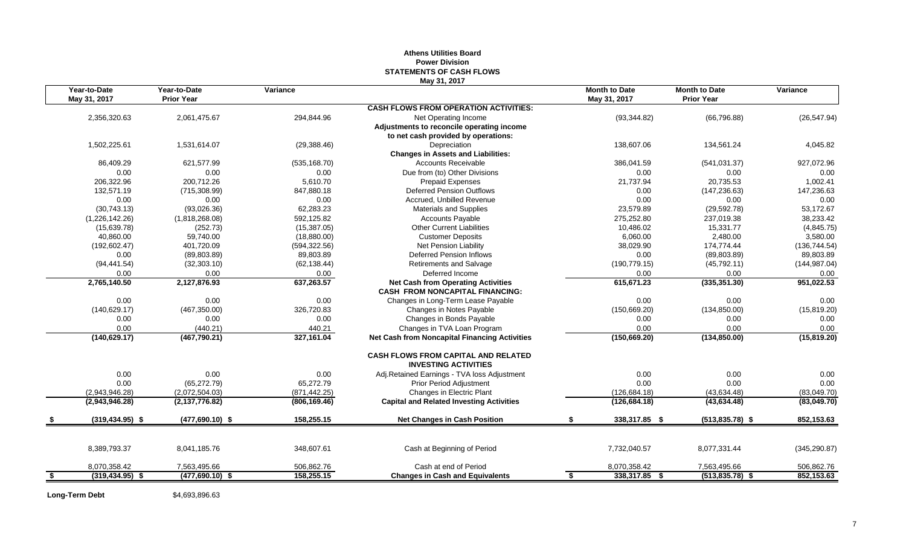**Athens Utilities Board**
**Power Division**
**STATEMENTS OF CASH FLOWS**
May 31, 2017

| Year-to-Date May 31, 2017 | Year-to-Date Prior Year | Variance | | Month to Date May 31, 2017 | Month to Date Prior Year | Variance |
|---|---|---|---|---|---|---|
| | | | **CASH FLOWS FROM OPERATION ACTIVITIES:** | | | |
| 2,356,320.63 | 2,061,475.67 | 294,844.96 | Net Operating Income | (93,344.82) | (66,796.88) | (26,547.94) |
| | | | **Adjustments to reconcile operating income** | | | |
| | | | **to net cash provided by operations:** | | | |
| 1,502,225.61 | 1,531,614.07 | (29,388.46) | Depreciation | 138,607.06 | 134,561.24 | 4,045.82 |
| | | | **Changes in Assets and Liabilities:** | | | |
| 86,409.29 | 621,577.99 | (535,168.70) | Accounts Receivable | 386,041.59 | (541,031.37) | 927,072.96 |
| 0.00 | 0.00 | 0.00 | Due from (to) Other Divisions | 0.00 | 0.00 | 0.00 |
| 206,322.96 | 200,712.26 | 5,610.70 | Prepaid Expenses | 21,737.94 | 20,735.53 | 1,002.41 |
| 132,571.19 | (715,308.99) | 847,880.18 | Deferred Pension Outflows | 0.00 | (147,236.63) | 147,236.63 |
| 0.00 | 0.00 | 0.00 | Accrued, Unbilled Revenue | 0.00 | 0.00 | 0.00 |
| (30,743.13) | (93,026.36) | 62,283.23 | Materials and Supplies | 23,579.89 | (29,592.78) | 53,172.67 |
| (1,226,142.26) | (1,818,268.08) | 592,125.82 | Accounts Payable | 275,252.80 | 237,019.38 | 38,233.42 |
| (15,639.78) | (252.73) | (15,387.05) | Other Current Liabilities | 10,486.02 | 15,331.77 | (4,845.75) |
| 40,860.00 | 59,740.00 | (18,880.00) | Customer Deposits | 6,060.00 | 2,480.00 | 3,580.00 |
| (192,602.47) | 401,720.09 | (594,322.56) | Net Pension Liability | 38,029.90 | 174,774.44 | (136,744.54) |
| 0.00 | (89,803.89) | 89,803.89 | Deferred Pension Inflows | 0.00 | (89,803.89) | 89,803.89 |
| (94,441.54) | (32,303.10) | (62,138.44) | Retirements and Salvage | (190,779.15) | (45,792.11) | (144,987.04) |
| 0.00 | 0.00 | 0.00 | Deferred Income | 0.00 | 0.00 | 0.00 |
| **2,765,140.50** | **2,127,876.93** | **637,263.57** | **Net Cash from Operating Activities** | **615,671.23** | **(335,351.30)** | **951,022.53** |
| | | | **CASH FROM NONCAPITAL FINANCING:** | | | |
| 0.00 | 0.00 | 0.00 | Changes in Long-Term Lease Payable | 0.00 | 0.00 | 0.00 |
| (140,629.17) | (467,350.00) | 326,720.83 | Changes in Notes Payable | (150,669.20) | (134,850.00) | (15,819.20) |
| 0.00 | 0.00 | 0.00 | Changes in Bonds Payable | 0.00 | 0.00 | 0.00 |
| 0.00 | (440.21) | 440.21 | Changes in TVA Loan Program | 0.00 | 0.00 | 0.00 |
| **(140,629.17)** | **(467,790.21)** | **327,161.04** | **Net Cash from Noncapital Financing Activities** | **(150,669.20)** | **(134,850.00)** | **(15,819.20)** |
| | | | **CASH FLOWS FROM CAPITAL AND RELATED INVESTING ACTIVITIES** | | | |
| 0.00 | 0.00 | 0.00 | Adj.Retained Earnings - TVA loss Adjustment | 0.00 | 0.00 | 0.00 |
| 0.00 | (65,272.79) | 65,272.79 | Prior Period Adjustment | 0.00 | 0.00 | 0.00 |
| (2,943,946.28) | (2,072,504.03) | (871,442.25) | Changes in Electric Plant | (126,684.18) | (43,634.48) | (83,049.70) |
| **(2,943,946.28)** | **(2,137,776.82)** | **(806,169.46)** | **Capital and Related Investing Activities** | **(126,684.18)** | **(43,634.48)** | **(83,049.70)** |
| **$ (319,434.95)** | **$ (477,690.10)** | **$ 158,255.15** | **Net Changes in Cash Position** | **$ 338,317.85** | **$ (513,835.78)** | **$ 852,153.63** |
| 8,389,793.37 | 8,041,185.76 | 348,607.61 | Cash at Beginning of Period | 7,732,040.57 | 8,077,331.44 | (345,290.87) |
| 8,070,358.42 | 7,563,495.66 | 506,862.76 | Cash at end of Period | 8,070,358.42 | 7,563,495.66 | 506,862.76 |
| **$ (319,434.95)** | **$ (477,690.10)** | **$ 158,255.15** | **Changes in Cash and Equivalents** | **$ 338,317.85** | **$ (513,835.78)** | **$ 852,153.63** |

**Long-Term Debt** $4,693,896.63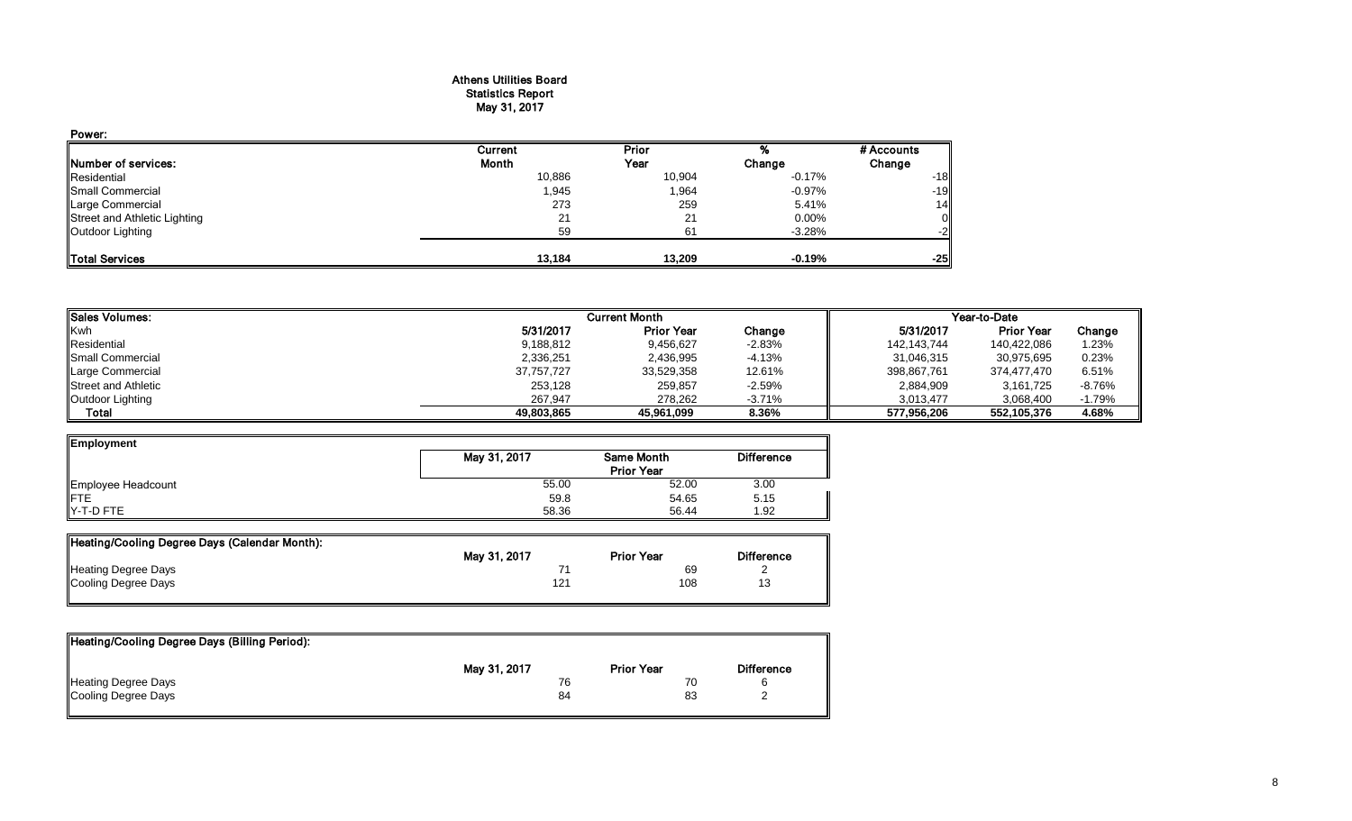# Athens Utilities Board
## Statistics Report
## May 31, 2017

**Power:**

| Number of services: | Current Month | Prior Year | % Change | # Accounts Change |
|---|---|---|---|---|
| Residential | 10,886 | 10,904 | -0.17% | -18 |
| Small Commercial | 1,945 | 1,964 | -0.97% | -19 |
| Large Commercial | 273 | 259 | 5.41% | 14 |
| Street and Athletic Lighting | 21 | 21 | 0.00% | 0 |
| Outdoor Lighting | 59 | 61 | -3.28% | -2 |
| **Total Services** | **13,184** | **13,209** | **-0.19%** | **-25** |

| Sales Volumes: | Current Month | | | Year-to-Date | | |
|---|---|---|---|---|---|---|
| Kwh | 5/31/2017 | Prior Year | Change | 5/31/2017 | Prior Year | Change |
| Residential | 9,188,812 | 9,456,627 | -2.83% | 142,143,744 | 140,422,086 | 1.23% |
| Small Commercial | 2,336,251 | 2,436,995 | -4.13% | 31,046,315 | 30,975,695 | 0.23% |
| Large Commercial | 37,757,727 | 33,529,358 | 12.61% | 398,867,761 | 374,477,470 | 6.51% |
| Street and Athletic | 253,128 | 259,857 | -2.59% | 2,884,909 | 3,161,725 | -8.76% |
| Outdoor Lighting | 267,947 | 278,262 | -3.71% | 3,013,477 | 3,068,400 | -1.79% |
| **Total** | **49,803,865** | **45,961,099** | **8.36%** | **577,956,206** | **552,105,376** | **4.68%** |

| Employment | May 31, 2017 | Same Month Prior Year | Difference |
|---|---|---|---|
| Employee Headcount | 55.00 | 52.00 | 3.00 |
| FTE | 59.8 | 54.65 | 5.15 |
| Y-T-D FTE | 58.36 | 56.44 | 1.92 |

| Heating/Cooling Degree Days (Calendar Month): | May 31, 2017 | Prior Year | Difference |
|---|---|---|---|
| Heating Degree Days | 71 | 69 | 2 |
| Cooling Degree Days | 121 | 108 | 13 |

| Heating/Cooling Degree Days (Billing Period): | May 31, 2017 | Prior Year | Difference |
|---|---|---|---|
| Heating Degree Days | 76 | 70 | 6 |
| Cooling Degree Days | 84 | 83 | 2 |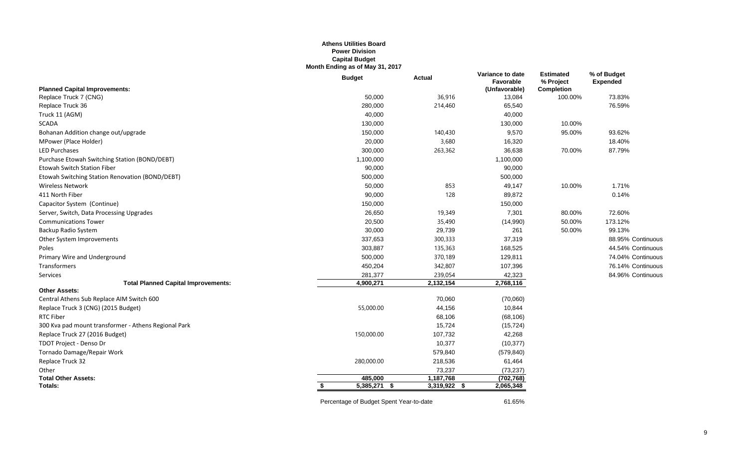**Athens Utilities Board**
**Power Division**
**Capital Budget**
**Month Ending as of May 31, 2017**

| Planned Capital Improvements: | Budget | Actual | Variance to date Favorable (Unfavorable) | Estimated % Project Completion | % of Budget Expended |
|---|---|---|---|---|---|
| Replace Truck 7 (CNG) | 50,000 | 36,916 | 13,084 | 100.00% | 73.83% |
| Replace Truck 36 | 280,000 | 214,460 | 65,540 | | 76.59% |
| Truck 11 (AGM) | 40,000 | | 40,000 | | |
| SCADA | 130,000 | | 130,000 | 10.00% | |
| Bohanan Addition change out/upgrade | 150,000 | 140,430 | 9,570 | 95.00% | 93.62% |
| MPower (Place Holder) | 20,000 | 3,680 | 16,320 | | 18.40% |
| LED Purchases | 300,000 | 263,362 | 36,638 | 70.00% | 87.79% |
| Purchase Etowah Switching Station (BOND/DEBT) | 1,100,000 | | 1,100,000 | | |
| Etowah Switch Station Fiber | 90,000 | | 90,000 | | |
| Etowah Switching Station Renovation (BOND/DEBT) | 500,000 | | 500,000 | | |
| Wireless Network | 50,000 | 853 | 49,147 | 10.00% | 1.71% |
| 411 North Fiber | 90,000 | 128 | 89,872 | | 0.14% |
| Capacitor System (Continue) | 150,000 | | 150,000 | | |
| Server, Switch, Data Processing Upgrades | 26,650 | 19,349 | 7,301 | 80.00% | 72.60% |
| Communications Tower | 20,500 | 35,490 | (14,990) | 50.00% | 173.12% |
| Backup Radio System | 30,000 | 29,739 | 261 | 50.00% | 99.13% |
| Other System Improvements | 337,653 | 300,333 | 37,319 | | 88.95% Continuous |
| Poles | 303,887 | 135,363 | 168,525 | | 44.54% Continuous |
| Primary Wire and Underground | 500,000 | 370,189 | 129,811 | | 74.04% Continuous |
| Transformers | 450,204 | 342,807 | 107,396 | | 76.14% Continuous |
| Services | 281,377 | 239,054 | 42,323 | | 84.96% Continuous |
| **Total Planned Capital Improvements:** | **4,900,271** | **2,132,154** | **2,768,116** | | |
| **Other Assets:** | | | | | |
| Central Athens Sub Replace AIM Switch 600 | | 70,060 | (70,060) | | |
| Replace Truck 3 (CNG) (2015 Budget) | 55,000.00 | 44,156 | 10,844 | | |
| RTC Fiber | | 68,106 | (68,106) | | |
| 300 Kva pad mount transformer - Athens Regional Park | | 15,724 | (15,724) | | |
| Replace Truck 27 (2016 Budget) | 150,000.00 | 107,732 | 42,268 | | |
| TDOT Project - Denso Dr | | 10,377 | (10,377) | | |
| Tornado Damage/Repair Work | | 579,840 | (579,840) | | |
| Replace Truck 32 | 280,000.00 | 218,536 | 61,464 | | |
| Other | | 73,237 | (73,237) | | |
| **Total Other Assets:** | **485,000** | **1,187,768** | **(702,768)** | | |
| **Totals:** | **$ 5,385,271** | **$ 3,319,922** | **$ 2,065,348** | | |

Percentage of Budget Spent Year-to-date 61.65%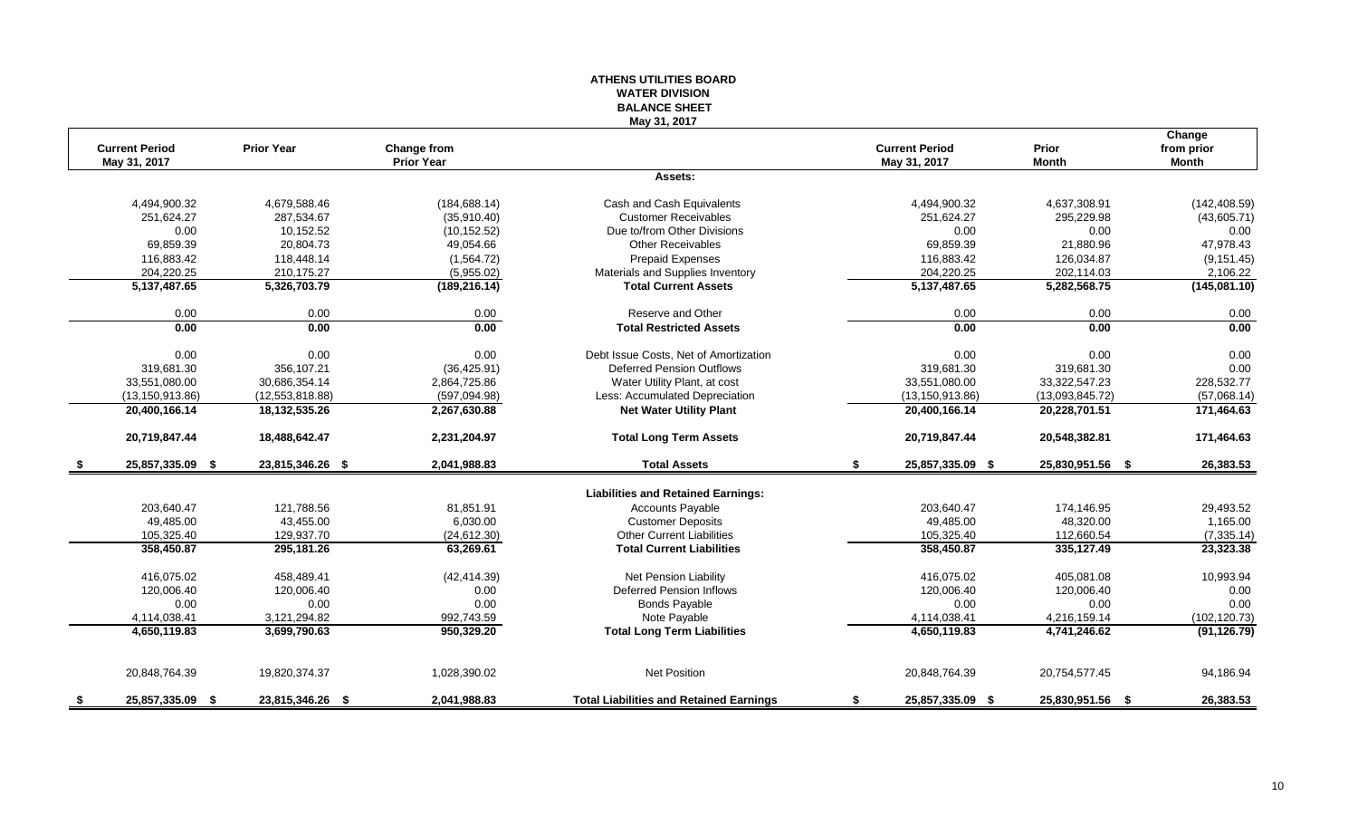# ATHENS UTILITIES BOARD
## WATER DIVISION
## BALANCE SHEET
### May 31, 2017

| Current Period May 31, 2017 | Prior Year | Change from Prior Year | | Current Period May 31, 2017 | Prior Month | Change from prior Month |
|---|---|---|---|---|---|---|
| | | | **Assets:** | | | |
| 4,494,900.32 | 4,679,588.46 | (184,688.14) | Cash and Cash Equivalents | 4,494,900.32 | 4,637,308.91 | (142,408.59) |
| 251,624.27 | 287,534.67 | (35,910.40) | Customer Receivables | 251,624.27 | 295,229.98 | (43,605.71) |
| 0.00 | 10,152.52 | (10,152.52) | Due to/from Other Divisions | 0.00 | 0.00 | 0.00 |
| 69,859.39 | 20,804.73 | 49,054.66 | Other Receivables | 69,859.39 | 21,880.96 | 47,978.43 |
| 116,883.42 | 118,448.14 | (1,564.72) | Prepaid Expenses | 116,883.42 | 126,034.87 | (9,151.45) |
| 204,220.25 | 210,175.27 | (5,955.02) | Materials and Supplies Inventory | 204,220.25 | 202,114.03 | 2,106.22 |
| **5,137,487.65** | **5,326,703.79** | **(189,216.14)** | **Total Current Assets** | **5,137,487.65** | **5,282,568.75** | **(145,081.10)** |
| 0.00 | 0.00 | 0.00 | Reserve and Other | 0.00 | 0.00 | 0.00 |
| **0.00** | **0.00** | **0.00** | **Total Restricted Assets** | **0.00** | **0.00** | **0.00** |
| 0.00 | 0.00 | 0.00 | Debt Issue Costs, Net of Amortization | 0.00 | 0.00 | 0.00 |
| 319,681.30 | 356,107.21 | (36,425.91) | Deferred Pension Outflows | 319,681.30 | 319,681.30 | 0.00 |
| 33,551,080.00 | 30,686,354.14 | 2,864,725.86 | Water Utility Plant, at cost | 33,551,080.00 | 33,322,547.23 | 228,532.77 |
| (13,150,913.86) | (12,553,818.88) | (597,094.98) | Less: Accumulated Depreciation | (13,150,913.86) | (13,093,845.72) | (57,068.14) |
| **20,400,166.14** | **18,132,535.26** | **2,267,630.88** | **Net Water Utility Plant** | **20,400,166.14** | **20,228,701.51** | **171,464.63** |
| **20,719,847.44** | **18,488,642.47** | **2,231,204.97** | **Total Long Term Assets** | **20,719,847.44** | **20,548,382.81** | **171,464.63** |
| **$ 25,857,335.09** | **$ 23,815,346.26** | **$ 2,041,988.83** | **Total Assets** | **$ 25,857,335.09** | **$ 25,830,951.56** | **$ 26,383.53** |
| | | | **Liabilities and Retained Earnings:** | | | |
| 203,640.47 | 121,788.56 | 81,851.91 | Accounts Payable | 203,640.47 | 174,146.95 | 29,493.52 |
| 49,485.00 | 43,455.00 | 6,030.00 | Customer Deposits | 49,485.00 | 48,320.00 | 1,165.00 |
| 105,325.40 | 129,937.70 | (24,612.30) | Other Current Liabilities | 105,325.40 | 112,660.54 | (7,335.14) |
| **358,450.87** | **295,181.26** | **63,269.61** | **Total Current Liabilities** | **358,450.87** | **335,127.49** | **23,323.38** |
| 416,075.02 | 458,489.41 | (42,414.39) | Net Pension Liability | 416,075.02 | 405,081.08 | 10,993.94 |
| 120,006.40 | 120,006.40 | 0.00 | Deferred Pension Inflows | 120,006.40 | 120,006.40 | 0.00 |
| 0.00 | 0.00 | 0.00 | Bonds Payable | 0.00 | 0.00 | 0.00 |
| 4,114,038.41 | 3,121,294.82 | 992,743.59 | Note Payable | 4,114,038.41 | 4,216,159.14 | (102,120.73) |
| **4,650,119.83** | **3,699,790.63** | **950,329.20** | **Total Long Term Liabilities** | **4,650,119.83** | **4,741,246.62** | **(91,126.79)** |
| 20,848,764.39 | 19,820,374.37 | 1,028,390.02 | Net Position | 20,848,764.39 | 20,754,577.45 | 94,186.94 |
| **$ 25,857,335.09** | **$ 23,815,346.26** | **$ 2,041,988.83** | **Total Liabilities and Retained Earnings** | **$ 25,857,335.09** | **$ 25,830,951.56** | **$ 26,383.53** |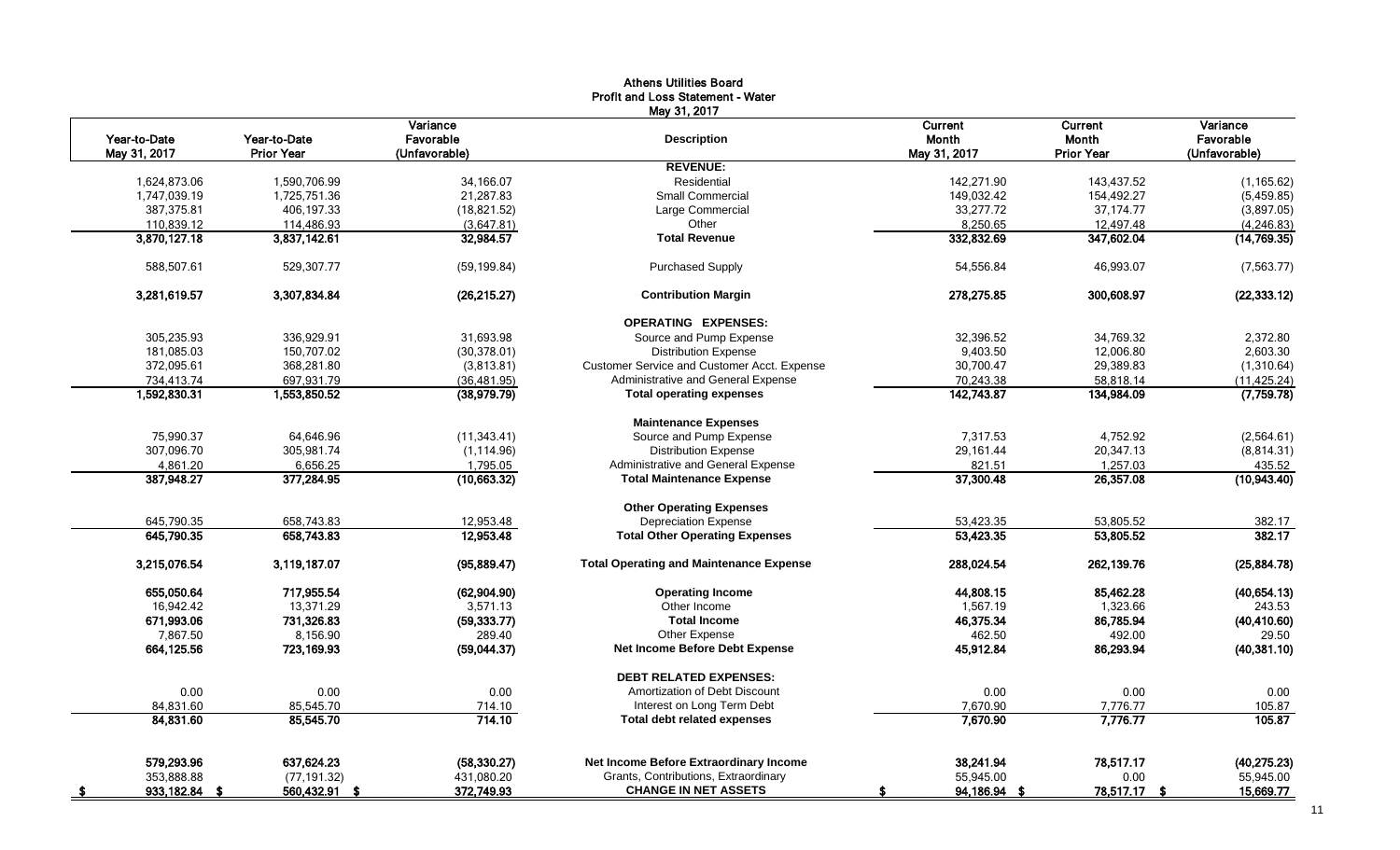# Athens Utilities Board
## Profit and Loss Statement - Water
### May 31, 2017

| Year-to-Date May 31, 2017 | Year-to-Date Prior Year | Variance Favorable (Unfavorable) | Description | Current Month May 31, 2017 | Current Month Prior Year | Variance Favorable (Unfavorable) |
|---|---|---|---|---|---|---|
| | | | **REVENUE:** | | | |
| 1,624,873.06 | 1,590,706.99 | 34,166.07 | Residential | 142,271.90 | 143,437.52 | (1,165.62) |
| 1,747,039.19 | 1,725,751.36 | 21,287.83 | Small Commercial | 149,032.42 | 154,492.27 | (5,459.85) |
| 387,375.81 | 406,197.33 | (18,821.52) | Large Commercial | 33,277.72 | 37,174.77 | (3,897.05) |
| 110,839.12 | 114,486.93 | (3,647.81) | Other | 8,250.65 | 12,497.48 | (4,246.83) |
| **3,870,127.18** | **3,837,142.61** | **32,984.57** | **Total Revenue** | **332,832.69** | **347,602.04** | **(14,769.35)** |
| 588,507.61 | 529,307.77 | (59,199.84) | Purchased Supply | 54,556.84 | 46,993.07 | (7,563.77) |
| **3,281,619.57** | **3,307,834.84** | **(26,215.27)** | **Contribution Margin** | **278,275.85** | **300,608.97** | **(22,333.12)** |
| | | | **OPERATING EXPENSES:** | | | |
| 305,235.93 | 336,929.91 | 31,693.98 | Source and Pump Expense | 32,396.52 | 34,769.32 | 2,372.80 |
| 181,085.03 | 150,707.02 | (30,378.01) | Distribution Expense | 9,403.50 | 12,006.80 | 2,603.30 |
| 372,095.61 | 368,281.80 | (3,813.81) | Customer Service and Customer Acct. Expense | 30,700.47 | 29,389.83 | (1,310.64) |
| 734,413.74 | 697,931.79 | (36,481.95) | Administrative and General Expense | 70,243.38 | 58,818.14 | (11,425.24) |
| **1,592,830.31** | **1,553,850.52** | **(38,979.79)** | **Total operating expenses** | **142,743.87** | **134,984.09** | **(7,759.78)** |
| | | | **Maintenance Expenses** | | | |
| 75,990.37 | 64,646.96 | (11,343.41) | Source and Pump Expense | 7,317.53 | 4,752.92 | (2,564.61) |
| 307,096.70 | 305,981.74 | (1,114.96) | Distribution Expense | 29,161.44 | 20,347.13 | (8,814.31) |
| 4,861.20 | 6,656.25 | 1,795.05 | Administrative and General Expense | 821.51 | 1,257.03 | 435.52 |
| **387,948.27** | **377,284.95** | **(10,663.32)** | **Total Maintenance Expense** | **37,300.48** | **26,357.08** | **(10,943.40)** |
| | | | **Other Operating Expenses** | | | |
| 645,790.35 | 658,743.83 | 12,953.48 | Depreciation Expense | 53,423.35 | 53,805.52 | 382.17 |
| **645,790.35** | **658,743.83** | **12,953.48** | **Total Other Operating Expenses** | **53,423.35** | **53,805.52** | **382.17** |
| **3,215,076.54** | **3,119,187.07** | **(95,889.47)** | **Total Operating and Maintenance Expense** | **288,024.54** | **262,139.76** | **(25,884.78)** |
| **655,050.64** | **717,955.54** | **(62,904.90)** | **Operating Income** | **44,808.15** | **85,462.28** | **(40,654.13)** |
| 16,942.42 | 13,371.29 | 3,571.13 | Other Income | 1,567.19 | 1,323.66 | 243.53 |
| **671,993.06** | **731,326.83** | **(59,333.77)** | **Total Income** | **46,375.34** | **86,785.94** | **(40,410.60)** |
| 7,867.50 | 8,156.90 | 289.40 | Other Expense | 462.50 | 492.00 | 29.50 |
| **664,125.56** | **723,169.93** | **(59,044.37)** | **Net Income Before Debt Expense** | **45,912.84** | **86,293.94** | **(40,381.10)** |
| | | | **DEBT RELATED EXPENSES:** | | | |
| 0.00 | 0.00 | 0.00 | Amortization of Debt Discount | 0.00 | 0.00 | 0.00 |
| 84,831.60 | 85,545.70 | 714.10 | Interest on Long Term Debt | 7,670.90 | 7,776.77 | 105.87 |
| **84,831.60** | **85,545.70** | **714.10** | **Total debt related expenses** | **7,670.90** | **7,776.77** | **105.87** |
| **579,293.96** | **637,624.23** | **(58,330.27)** | **Net Income Before Extraordinary Income** | **38,241.94** | **78,517.17** | **(40,275.23)** |
| 353,888.88 | (77,191.32) | 431,080.20 | Grants, Contributions, Extraordinary | 55,945.00 | 0.00 | 55,945.00 |
| **$ 933,182.84** | **$ 560,432.91** | **$ 372,749.93** | **CHANGE IN NET ASSETS** | **$ 94,186.94** | **$ 78,517.17** | **$ 15,669.77** |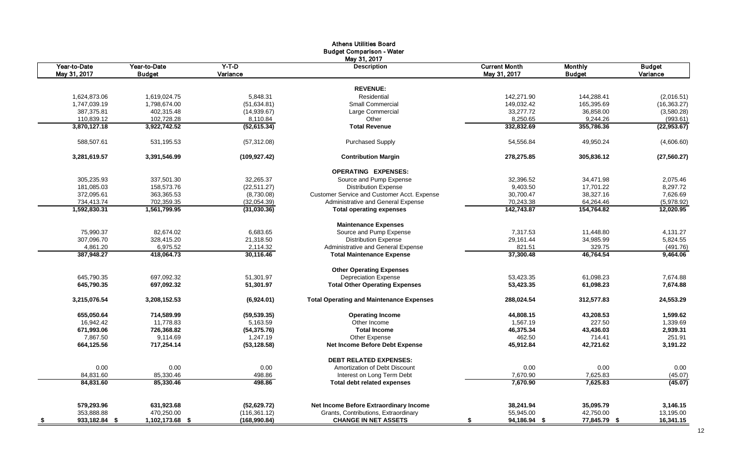# Athens Utilities Board
## Budget Comparison - Water
### May 31, 2017

| Year-to-Date May 31, 2017 | Year-to-Date Budget | Y-T-D Variance | Description | Current Month May 31, 2017 | Monthly Budget | Budget Variance |
|---|---|---|---|---|---|---|
| | | | **REVENUE:** | | | |
| 1,624,873.06 | 1,619,024.75 | 5,848.31 | Residential | 142,271.90 | 144,288.41 | (2,016.51) |
| 1,747,039.19 | 1,798,674.00 | (51,634.81) | Small Commercial | 149,032.42 | 165,395.69 | (16,363.27) |
| 387,375.81 | 402,315.48 | (14,939.67) | Large Commercial | 33,277.72 | 36,858.00 | (3,580.28) |
| 110,839.12 | 102,728.28 | 8,110.84 | Other | 8,250.65 | 9,244.26 | (993.61) |
| **3,870,127.18** | **3,922,742.52** | **(52,615.34)** | **Total Revenue** | **332,832.69** | **355,786.36** | **(22,953.67)** |
| 588,507.61 | 531,195.53 | (57,312.08) | Purchased Supply | 54,556.84 | 49,950.24 | (4,606.60) |
| **3,281,619.57** | **3,391,546.99** | **(109,927.42)** | **Contribution Margin** | **278,275.85** | **305,836.12** | **(27,560.27)** |
| | | | **OPERATING EXPENSES:** | | | |
| 305,235.93 | 337,501.30 | 32,265.37 | Source and Pump Expense | 32,396.52 | 34,471.98 | 2,075.46 |
| 181,085.03 | 158,573.76 | (22,511.27) | Distribution Expense | 9,403.50 | 17,701.22 | 8,297.72 |
| 372,095.61 | 363,365.53 | (8,730.08) | Customer Service and Customer Acct. Expense | 30,700.47 | 38,327.16 | 7,626.69 |
| 734,413.74 | 702,359.35 | (32,054.39) | Administrative and General Expense | 70,243.38 | 64,264.46 | (5,978.92) |
| **1,592,830.31** | **1,561,799.95** | **(31,030.36)** | **Total operating expenses** | **142,743.87** | **154,764.82** | **12,020.95** |
| | | | **Maintenance Expenses** | | | |
| 75,990.37 | 82,674.02 | 6,683.65 | Source and Pump Expense | 7,317.53 | 11,448.80 | 4,131.27 |
| 307,096.70 | 328,415.20 | 21,318.50 | Distribution Expense | 29,161.44 | 34,985.99 | 5,824.55 |
| 4,861.20 | 6,975.52 | 2,114.32 | Administrative and General Expense | 821.51 | 329.75 | (491.76) |
| **387,948.27** | **418,064.73** | **30,116.46** | **Total Maintenance Expense** | **37,300.48** | **46,764.54** | **9,464.06** |
| | | | **Other Operating Expenses** | | | |
| 645,790.35 | 697,092.32 | 51,301.97 | Depreciation Expense | 53,423.35 | 61,098.23 | 7,674.88 |
| **645,790.35** | **697,092.32** | **51,301.97** | **Total Other Operating Expenses** | **53,423.35** | **61,098.23** | **7,674.88** |
| **3,215,076.54** | **3,208,152.53** | **(6,924.01)** | **Total Operating and Maintenance Expenses** | **288,024.54** | **312,577.83** | **24,553.29** |
| **655,050.64** | **714,589.99** | **(59,539.35)** | **Operating Income** | **44,808.15** | **43,208.53** | **1,599.62** |
| 16,942.42 | 11,778.83 | 5,163.59 | Other Income | 1,567.19 | 227.50 | 1,339.69 |
| **671,993.06** | **726,368.82** | **(54,375.76)** | **Total Income** | **46,375.34** | **43,436.03** | **2,939.31** |
| 7,867.50 | 9,114.69 | 1,247.19 | Other Expense | 462.50 | 714.41 | 251.91 |
| **664,125.56** | **717,254.14** | **(53,128.58)** | **Net Income Before Debt Expense** | **45,912.84** | **42,721.62** | **3,191.22** |
| | | | **DEBT RELATED EXPENSES:** | | | |
| 0.00 | 0.00 | 0.00 | Amortization of Debt Discount | 0.00 | 0.00 | 0.00 |
| 84,831.60 | 85,330.46 | 498.86 | Interest on Long Term Debt | 7,670.90 | 7,625.83 | (45.07) |
| **84,831.60** | **85,330.46** | **498.86** | **Total debt related expenses** | **7,670.90** | **7,625.83** | **(45.07)** |
| **579,293.96** | **631,923.68** | **(52,629.72)** | **Net Income Before Extraordinary Income** | **38,241.94** | **35,095.79** | **3,146.15** |
| 353,888.88 | 470,250.00 | (116,361.12) | Grants, Contributions, Extraordinary | 55,945.00 | 42,750.00 | 13,195.00 |
| **$ 933,182.84** | **$ 1,102,173.68** | **$ (168,990.84)** | **CHANGE IN NET ASSETS** | **$ 94,186.94** | **$ 77,845.79** | **$ 16,341.15** |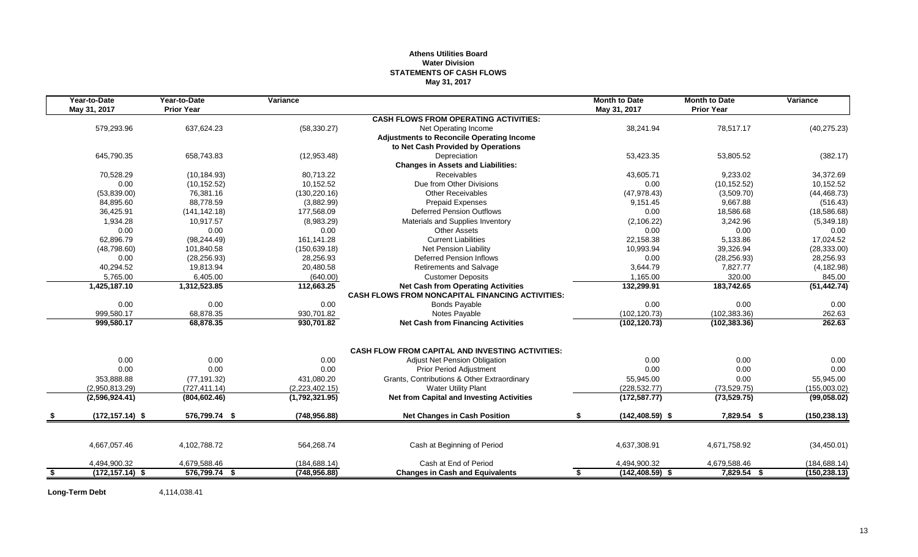**Athens Utilities Board**
**Water Division**
**STATEMENTS OF CASH FLOWS**
**May 31, 2017**

| Year-to-Date May 31, 2017 | Year-to-Date Prior Year | Variance | | Month to Date May 31, 2017 | Month to Date Prior Year | Variance |
|---|---|---|---|---|---|---|
| | | | **CASH FLOWS FROM OPERATING ACTIVITIES:** | | | |
| 579,293.96 | 637,624.23 | (58,330.27) | Net Operating Income | 38,241.94 | 78,517.17 | (40,275.23) |
| | | | **Adjustments to Reconcile Operating Income** | | | |
| | | | **to Net Cash Provided by Operations** | | | |
| 645,790.35 | 658,743.83 | (12,953.48) | Depreciation | 53,423.35 | 53,805.52 | (382.17) |
| | | | **Changes in Assets and Liabilities:** | | | |
| 70,528.29 | (10,184.93) | 80,713.22 | Receivables | 43,605.71 | 9,233.02 | 34,372.69 |
| 0.00 | (10,152.52) | 10,152.52 | Due from Other Divisions | 0.00 | (10,152.52) | 10,152.52 |
| (53,839.00) | 76,381.16 | (130,220.16) | Other Receivables | (47,978.43) | (3,509.70) | (44,468.73) |
| 84,895.60 | 88,778.59 | (3,882.99) | Prepaid Expenses | 9,151.45 | 9,667.88 | (516.43) |
| 36,425.91 | (141,142.18) | 177,568.09 | Deferred Pension Outflows | 0.00 | 18,586.68 | (18,586.68) |
| 1,934.28 | 10,917.57 | (8,983.29) | Materials and Supplies Inventory | (2,106.22) | 3,242.96 | (5,349.18) |
| 0.00 | 0.00 | 0.00 | Other Assets | 0.00 | 0.00 | 0.00 |
| 62,896.79 | (98,244.49) | 161,141.28 | Current Liabilities | 22,158.38 | 5,133.86 | 17,024.52 |
| (48,798.60) | 101,840.58 | (150,639.18) | Net Pension Liability | 10,993.94 | 39,326.94 | (28,333.00) |
| 0.00 | (28,256.93) | 28,256.93 | Deferred Pension Inflows | 0.00 | (28,256.93) | 28,256.93 |
| 40,294.52 | 19,813.94 | 20,480.58 | Retirements and Salvage | 3,644.79 | 7,827.77 | (4,182.98) |
| 5,765.00 | 6,405.00 | (640.00) | Customer Deposits | 1,165.00 | 320.00 | 845.00 |
| **1,425,187.10** | **1,312,523.85** | **112,663.25** | **Net Cash from Operating Activities** | **132,299.91** | **183,742.65** | **(51,442.74)** |
| | | | **CASH FLOWS FROM NONCAPITAL FINANCING ACTIVITIES:** | | | |
| 0.00 | 0.00 | 0.00 | Bonds Payable | 0.00 | 0.00 | 0.00 |
| 999,580.17 | 68,878.35 | 930,701.82 | Notes Payable | (102,120.73) | (102,383.36) | 262.63 |
| **999,580.17** | **68,878.35** | **930,701.82** | **Net Cash from Financing Activities** | **(102,120.73)** | **(102,383.36)** | **262.63** |
| | | | **CASH FLOW FROM CAPITAL AND INVESTING ACTIVITIES:** | | | |
| 0.00 | 0.00 | 0.00 | Adjust Net Pension Obligation | 0.00 | 0.00 | 0.00 |
| 0.00 | 0.00 | 0.00 | Prior Period Adjustment | 0.00 | 0.00 | 0.00 |
| 353,888.88 | (77,191.32) | 431,080.20 | Grants, Contributions & Other Extraordinary | 55,945.00 | 0.00 | 55,945.00 |
| (2,950,813.29) | (727,411.14) | (2,223,402.15) | Water Utility Plant | (228,532.77) | (73,529.75) | (155,003.02) |
| **(2,596,924.41)** | **(804,602.46)** | **(1,792,321.95)** | **Net from Capital and Investing Activities** | **(172,587.77)** | **(73,529.75)** | **(99,058.02)** |
| **$ (172,157.14)** | **$ 576,799.74** | **$ (748,956.88)** | **Net Changes in Cash Position** | **$ (142,408.59)** | **$ 7,829.54** | **$ (150,238.13)** |
| 4,667,057.46 | 4,102,788.72 | 564,268.74 | Cash at Beginning of Period | 4,637,308.91 | 4,671,758.92 | (34,450.01) |
| 4,494,900.32 | 4,679,588.46 | (184,688.14) | Cash at End of Period | 4,494,900.32 | 4,679,588.46 | (184,688.14) |
| **$ (172,157.14)** | **$ 576,799.74** | **$ (748,956.88)** | **Changes in Cash and Equivalents** | **$ (142,408.59)** | **$ 7,829.54** | **$ (150,238.13)** |

**Long-Term Debt** 4,114,038.41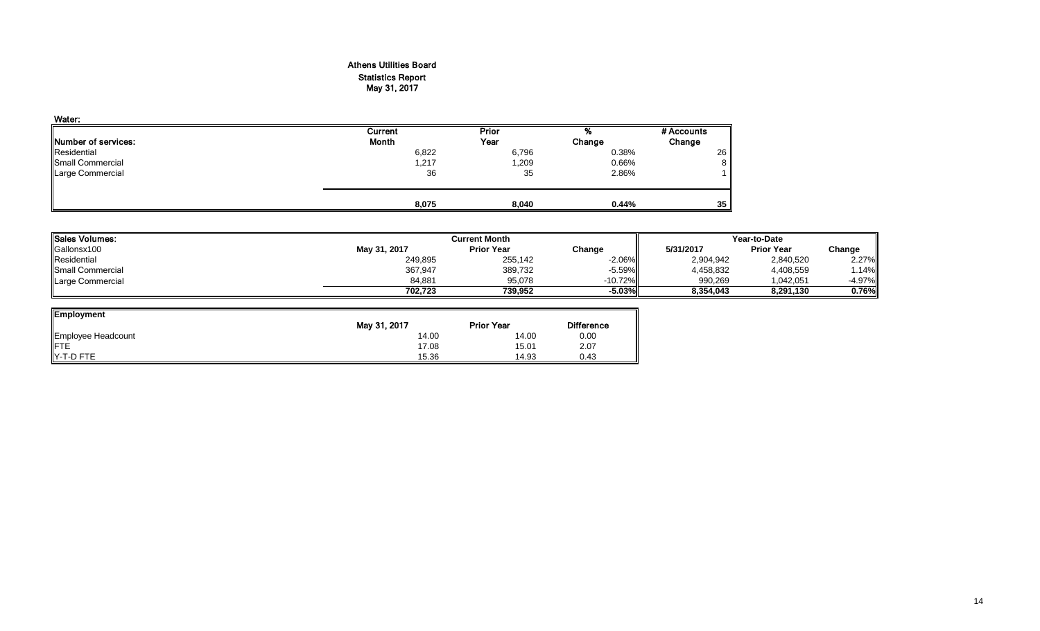# Athens Utilities Board

## Statistics Report

### May 31, 2017

**Water:**

| Number of services: | Current Month | Prior Year | % Change | # Accounts Change |
|---|---|---|---|---|
| Residential | 6,822 | 6,796 | 0.38% | 26 |
| Small Commercial | 1,217 | 1,209 | 0.66% | 8 |
| Large Commercial | 36 | 35 | 2.86% | 1 |
| | **8,075** | **8,040** | **0.44%** | **35** |

| **Sales Volumes:** | Current Month | | | Year-to-Date | | |
|---|---|---|---|---|---|---|
| Gallonsx100 | May 31, 2017 | Prior Year | Change | 5/31/2017 | Prior Year | Change |
| Residential | 249,895 | 255,142 | -2.06% | 2,904,942 | 2,840,520 | 2.27% |
| Small Commercial | 367,947 | 389,732 | -5.59% | 4,458,832 | 4,408,559 | 1.14% |
| Large Commercial | 84,881 | 95,078 | -10.72% | 990,269 | 1,042,051 | -4.97% |
| | **702,723** | **739,952** | **-5.03%** | **8,354,043** | **8,291,130** | **0.76%** |

| **Employment** | May 31, 2017 | Prior Year | Difference |
|---|---|---|---|
| Employee Headcount | 14.00 | 14.00 | 0.00 |
| FTE | 17.08 | 15.01 | 2.07 |
| Y-T-D FTE | 15.36 | 14.93 | 0.43 |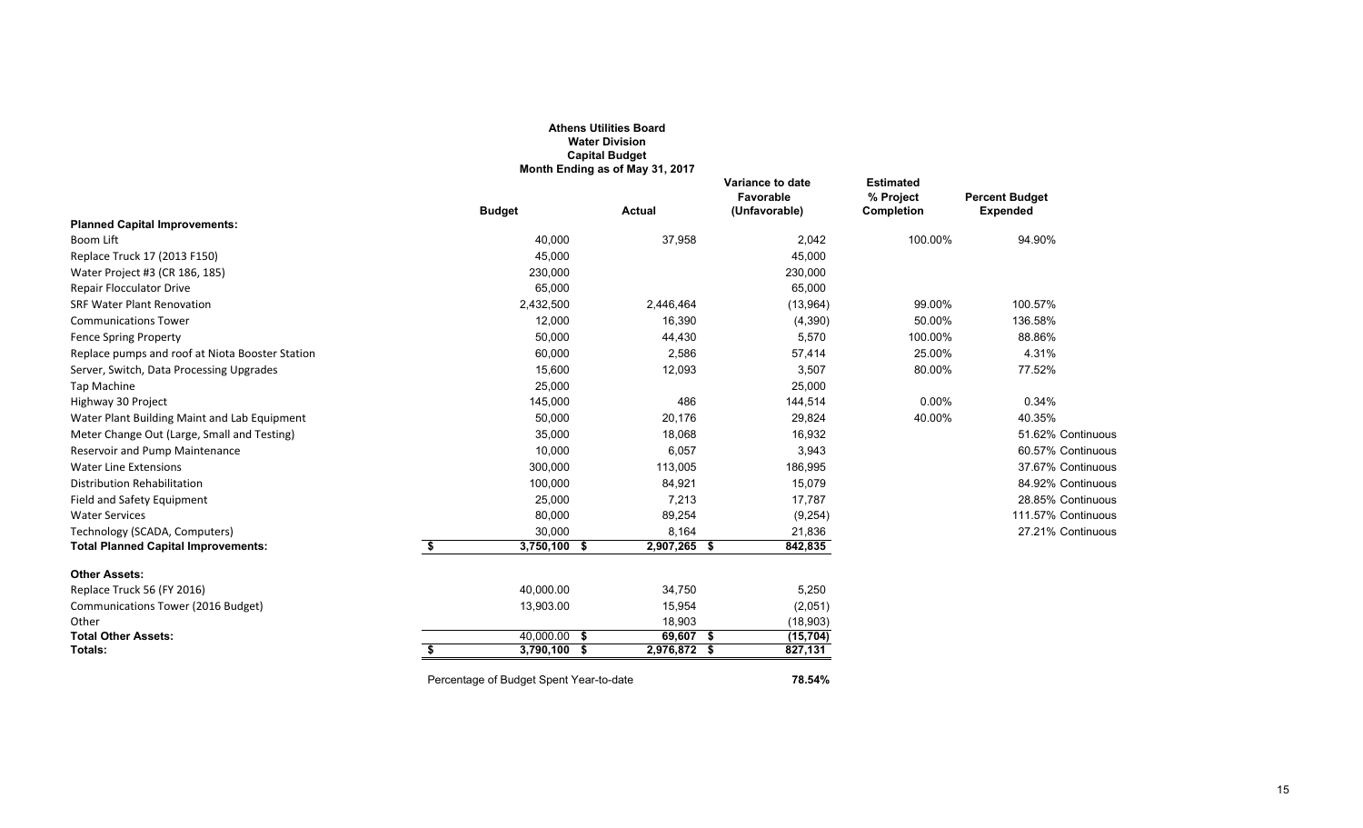# Athens Utilities Board
## Water Division
## Capital Budget
### Month Ending as of May 31, 2017

| | Budget | Actual | Variance to date Favorable (Unfavorable) | Estimated % Project Completion | Percent Budget Expended | |
|---|---|---|---|---|---|---|
| **Planned Capital Improvements:** | | | | | | |
| Boom Lift | 40,000 | 37,958 | 2,042 | 100.00% | 94.90% | |
| Replace Truck 17 (2013 F150) | 45,000 | | 45,000 | | | |
| Water Project #3 (CR 186, 185) | 230,000 | | 230,000 | | | |
| Repair Flocculator Drive | 65,000 | | 65,000 | | | |
| SRF Water Plant Renovation | 2,432,500 | 2,446,464 | (13,964) | 99.00% | 100.57% | |
| Communications Tower | 12,000 | 16,390 | (4,390) | 50.00% | 136.58% | |
| Fence Spring Property | 50,000 | 44,430 | 5,570 | 100.00% | 88.86% | |
| Replace pumps and roof at Niota Booster Station | 60,000 | 2,586 | 57,414 | 25.00% | 4.31% | |
| Server, Switch, Data Processing Upgrades | 15,600 | 12,093 | 3,507 | 80.00% | 77.52% | |
| Tap Machine | 25,000 | | 25,000 | | | |
| Highway 30 Project | 145,000 | 486 | 144,514 | 0.00% | 0.34% | |
| Water Plant Building Maint and Lab Equipment | 50,000 | 20,176 | 29,824 | 40.00% | 40.35% | |
| Meter Change Out (Large, Small and Testing) | 35,000 | 18,068 | 16,932 | | 51.62% | Continuous |
| Reservoir and Pump Maintenance | 10,000 | 6,057 | 3,943 | | 60.57% | Continuous |
| Water Line Extensions | 300,000 | 113,005 | 186,995 | | 37.67% | Continuous |
| Distribution Rehabilitation | 100,000 | 84,921 | 15,079 | | 84.92% | Continuous |
| Field and Safety Equipment | 25,000 | 7,213 | 17,787 | | 28.85% | Continuous |
| Water Services | 80,000 | 89,254 | (9,254) | | 111.57% | Continuous |
| Technology (SCADA, Computers) | 30,000 | 8,164 | 21,836 | | 27.21% | Continuous |
| **Total Planned Capital Improvements:** | $ 3,750,100 | $ 2,907,265 | $ 842,835 | | | |
| **Other Assets:** | | | | | | |
| Replace Truck 56 (FY 2016) | 40,000.00 | 34,750 | 5,250 | | | |
| Communications Tower (2016 Budget) | 13,903.00 | 15,954 | (2,051) | | | |
| Other | | 18,903 | (18,903) | | | |
| **Total Other Assets:** | 40,000.00 | $ 69,607 | $ (15,704) | | | |
| **Totals:** | $ 3,790,100 | $ 2,976,872 | $ 827,131 | | | |

Percentage of Budget Spent Year-to-date **78.54%**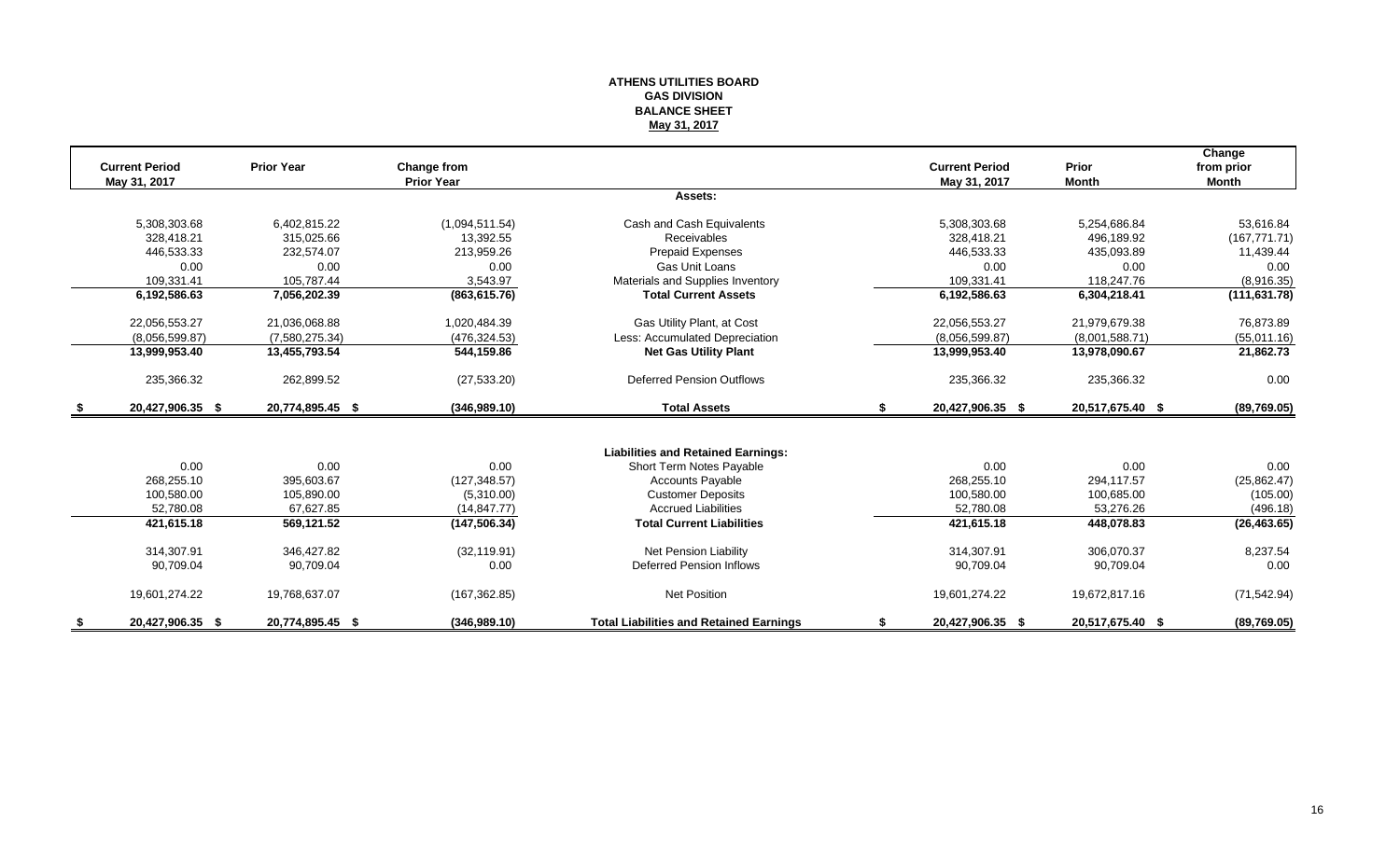# ATHENS UTILITIES BOARD
## GAS DIVISION
## BALANCE SHEET
**May 31, 2017**

| Current Period May 31, 2017 | Prior Year | Change from Prior Year | | Current Period May 31, 2017 | Prior Month | Change from prior Month |
|---|---|---|---|---|---|---|
| | | | **Assets:** | | | |
| 5,308,303.68 | 6,402,815.22 | (1,094,511.54) | Cash and Cash Equivalents | 5,308,303.68 | 5,254,686.84 | 53,616.84 |
| 328,418.21 | 315,025.66 | 13,392.55 | Receivables | 328,418.21 | 496,189.92 | (167,771.71) |
| 446,533.33 | 232,574.07 | 213,959.26 | Prepaid Expenses | 446,533.33 | 435,093.89 | 11,439.44 |
| 0.00 | 0.00 | 0.00 | Gas Unit Loans | 0.00 | 0.00 | 0.00 |
| 109,331.41 | 105,787.44 | 3,543.97 | Materials and Supplies Inventory | 109,331.41 | 118,247.76 | (8,916.35) |
| **6,192,586.63** | **7,056,202.39** | **(863,615.76)** | **Total Current Assets** | **6,192,586.63** | **6,304,218.41** | **(111,631.78)** |
| 22,056,553.27 | 21,036,068.88 | 1,020,484.39 | Gas Utility Plant, at Cost | 22,056,553.27 | 21,979,679.38 | 76,873.89 |
| (8,056,599.87) | (7,580,275.34) | (476,324.53) | Less: Accumulated Depreciation | (8,056,599.87) | (8,001,588.71) | (55,011.16) |
| **13,999,953.40** | **13,455,793.54** | **544,159.86** | **Net Gas Utility Plant** | **13,999,953.40** | **13,978,090.67** | **21,862.73** |
| 235,366.32 | 262,899.52 | (27,533.20) | Deferred Pension Outflows | 235,366.32 | 235,366.32 | 0.00 |
| **$ 20,427,906.35** | **$ 20,774,895.45** | **$ (346,989.10)** | **Total Assets** | **$ 20,427,906.35** | **$ 20,517,675.40** | **$ (89,769.05)** |
| | | | **Liabilities and Retained Earnings:** | | | |
| 0.00 | 0.00 | 0.00 | Short Term Notes Payable | 0.00 | 0.00 | 0.00 |
| 268,255.10 | 395,603.67 | (127,348.57) | Accounts Payable | 268,255.10 | 294,117.57 | (25,862.47) |
| 100,580.00 | 105,890.00 | (5,310.00) | Customer Deposits | 100,580.00 | 100,685.00 | (105.00) |
| 52,780.08 | 67,627.85 | (14,847.77) | Accrued Liabilities | 52,780.08 | 53,276.26 | (496.18) |
| **421,615.18** | **569,121.52** | **(147,506.34)** | **Total Current Liabilities** | **421,615.18** | **448,078.83** | **(26,463.65)** |
| 314,307.91 | 346,427.82 | (32,119.91) | Net Pension Liability | 314,307.91 | 306,070.37 | 8,237.54 |
| 90,709.04 | 90,709.04 | 0.00 | Deferred Pension Inflows | 90,709.04 | 90,709.04 | 0.00 |
| 19,601,274.22 | 19,768,637.07 | (167,362.85) | Net Position | 19,601,274.22 | 19,672,817.16 | (71,542.94) |
| **$ 20,427,906.35** | **$ 20,774,895.45** | **$ (346,989.10)** | **Total Liabilities and Retained Earnings** | **$ 20,427,906.35** | **$ 20,517,675.40** | **$ (89,769.05)** |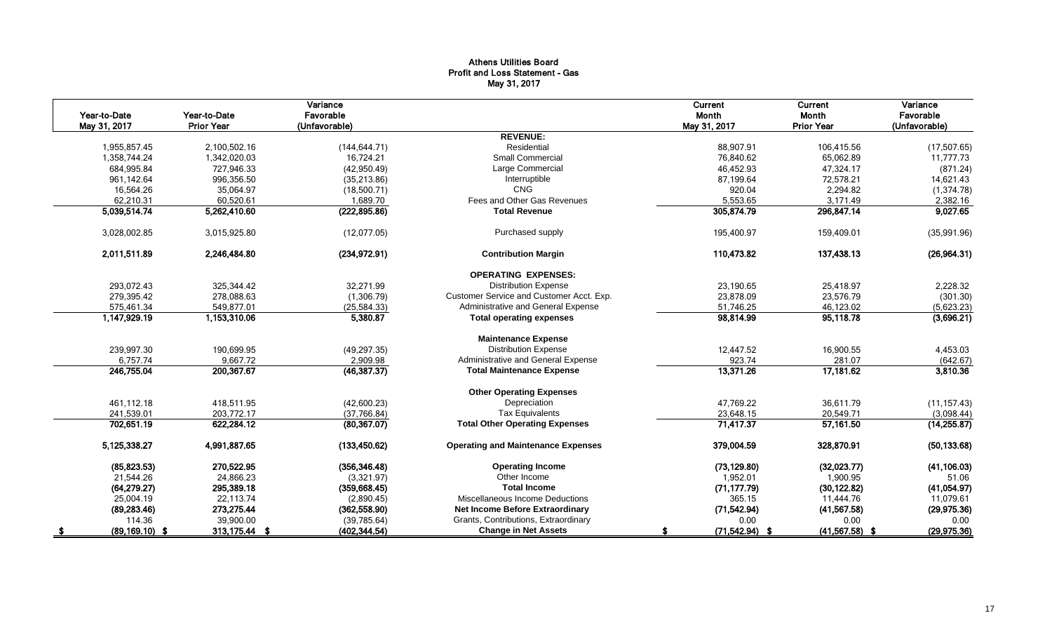# Athens Utilities Board
## Profit and Loss Statement - Gas
### May 31, 2017

| Year-to-Date May 31, 2017 | Year-to-Date Prior Year | Variance Favorable (Unfavorable) | | Current Month May 31, 2017 | Current Month Prior Year | Variance Favorable (Unfavorable) |
|---|---|---|---|---|---|---|
| | | | **REVENUE:** | | | |
| 1,955,857.45 | 2,100,502.16 | (144,644.71) | Residential | 88,907.91 | 106,415.56 | (17,507.65) |
| 1,358,744.24 | 1,342,020.03 | 16,724.21 | Small Commercial | 76,840.62 | 65,062.89 | 11,777.73 |
| 684,995.84 | 727,946.33 | (42,950.49) | Large Commercial | 46,452.93 | 47,324.17 | (871.24) |
| 961,142.64 | 996,356.50 | (35,213.86) | Interruptible | 87,199.64 | 72,578.21 | 14,621.43 |
| 16,564.26 | 35,064.97 | (18,500.71) | CNG | 920.04 | 2,294.82 | (1,374.78) |
| 62,210.31 | 60,520.61 | 1,689.70 | Fees and Other Gas Revenues | 5,553.65 | 3,171.49 | 2,382.16 |
| **5,039,514.74** | **5,262,410.60** | **(222,895.86)** | **Total Revenue** | **305,874.79** | **296,847.14** | **9,027.65** |
| 3,028,002.85 | 3,015,925.80 | (12,077.05) | Purchased supply | 195,400.97 | 159,409.01 | (35,991.96) |
| **2,011,511.89** | **2,246,484.80** | **(234,972.91)** | **Contribution Margin** | **110,473.82** | **137,438.13** | **(26,964.31)** |
| | | | **OPERATING EXPENSES:** | | | |
| 293,072.43 | 325,344.42 | 32,271.99 | Distribution Expense | 23,190.65 | 25,418.97 | 2,228.32 |
| 279,395.42 | 278,088.63 | (1,306.79) | Customer Service and Customer Acct. Exp. | 23,878.09 | 23,576.79 | (301.30) |
| 575,461.34 | 549,877.01 | (25,584.33) | Administrative and General Expense | 51,746.25 | 46,123.02 | (5,623.23) |
| **1,147,929.19** | **1,153,310.06** | **5,380.87** | **Total operating expenses** | **98,814.99** | **95,118.78** | **(3,696.21)** |
| | | | **Maintenance Expense** | | | |
| 239,997.30 | 190,699.95 | (49,297.35) | Distribution Expense | 12,447.52 | 16,900.55 | 4,453.03 |
| 6,757.74 | 9,667.72 | 2,909.98 | Administrative and General Expense | 923.74 | 281.07 | (642.67) |
| **246,755.04** | **200,367.67** | **(46,387.37)** | **Total Maintenance Expense** | **13,371.26** | **17,181.62** | **3,810.36** |
| | | | **Other Operating Expenses** | | | |
| 461,112.18 | 418,511.95 | (42,600.23) | Depreciation | 47,769.22 | 36,611.79 | (11,157.43) |
| 241,539.01 | 203,772.17 | (37,766.84) | Tax Equivalents | 23,648.15 | 20,549.71 | (3,098.44) |
| **702,651.19** | **622,284.12** | **(80,367.07)** | **Total Other Operating Expenses** | **71,417.37** | **57,161.50** | **(14,255.87)** |
| **5,125,338.27** | **4,991,887.65** | **(133,450.62)** | **Operating and Maintenance Expenses** | **379,004.59** | **328,870.91** | **(50,133.68)** |
| **(85,823.53)** | **270,522.95** | **(356,346.48)** | **Operating Income** | **(73,129.80)** | **(32,023.77)** | **(41,106.03)** |
| 21,544.26 | 24,866.23 | (3,321.97) | Other Income | 1,952.01 | 1,900.95 | 51.06 |
| **(64,279.27)** | **295,389.18** | **(359,668.45)** | **Total Income** | **(71,177.79)** | **(30,122.82)** | **(41,054.97)** |
| 25,004.19 | 22,113.74 | (2,890.45) | Miscellaneous Income Deductions | 365.15 | 11,444.76 | 11,079.61 |
| **(89,283.46)** | **273,275.44** | **(362,558.90)** | **Net Income Before Extraordinary** | **(71,542.94)** | **(41,567.58)** | **(29,975.36)** |
| 114.36 | 39,900.00 | (39,785.64) | Grants, Contributions, Extraordinary | 0.00 | 0.00 | 0.00 |
| **$ (89,169.10)** | **$ 313,175.44** | **$ (402,344.54)** | **Change in Net Assets** | **$ (71,542.94)** | **$ (41,567.58)** | **$ (29,975.36)** |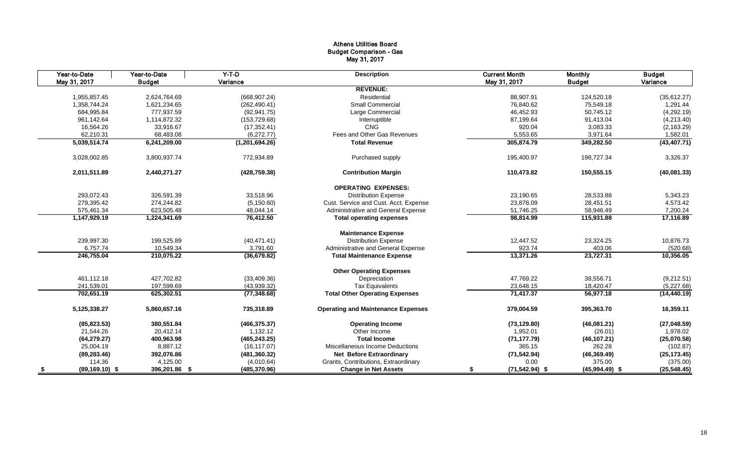# Athens Utilities Board
## Budget Comparison - Gas
### May 31, 2017

| Year-to-Date May 31, 2017 | Year-to-Date Budget | Y-T-D Variance | Description | Current Month May 31, 2017 | Monthly Budget | Budget Variance |
|---|---|---|---|---|---|---|
| | | | **REVENUE:** | | | |
| 1,955,857.45 | 2,624,764.69 | (668,907.24) | Residential | 88,907.91 | 124,520.18 | (35,612.27) |
| 1,358,744.24 | 1,621,234.65 | (262,490.41) | Small Commercial | 76,840.62 | 75,549.18 | 1,291.44 |
| 684,995.84 | 777,937.59 | (92,941.75) | Large Commercial | 46,452.93 | 50,745.12 | (4,292.19) |
| 961,142.64 | 1,114,872.32 | (153,729.68) | Interruptible | 87,199.64 | 91,413.04 | (4,213.40) |
| 16,564.26 | 33,916.67 | (17,352.41) | CNG | 920.04 | 3,083.33 | (2,163.29) |
| 62,210.31 | 68,483.08 | (6,272.77) | Fees and Other Gas Revenues | 5,553.65 | 3,971.64 | 1,582.01 |
| **5,039,514.74** | **6,241,209.00** | **(1,201,694.26)** | **Total Revenue** | **305,874.79** | **349,282.50** | **(43,407.71)** |
| 3,028,002.85 | 3,800,937.74 | 772,934.89 | Purchased supply | 195,400.97 | 198,727.34 | 3,326.37 |
| **2,011,511.89** | **2,440,271.27** | **(428,759.38)** | **Contribution Margin** | **110,473.82** | **150,555.15** | **(40,081.33)** |
| | | | **OPERATING EXPENSES:** | | | |
| 293,072.43 | 326,591.39 | 33,518.96 | Distribution Expense | 23,190.65 | 28,533.88 | 5,343.23 |
| 279,395.42 | 274,244.82 | (5,150.60) | Cust. Service and Cust. Acct. Expense | 23,878.09 | 28,451.51 | 4,573.42 |
| 575,461.34 | 623,505.48 | 48,044.14 | Administrative and General Expense | 51,746.25 | 58,946.49 | 7,200.24 |
| **1,147,929.19** | **1,224,341.69** | **76,412.50** | **Total operating expenses** | **98,814.99** | **115,931.88** | **17,116.89** |
| | | | **Maintenance Expense** | | | |
| 239,997.30 | 199,525.89 | (40,471.41) | Distribution Expense | 12,447.52 | 23,324.25 | 10,876.73 |
| 6,757.74 | 10,549.34 | 3,791.60 | Administrative and General Expense | 923.74 | 403.06 | (520.68) |
| **246,755.04** | **210,075.22** | **(36,679.82)** | **Total Maintenance Expense** | **13,371.26** | **23,727.31** | **10,356.05** |
| | | | **Other Operating Expenses** | | | |
| 461,112.18 | 427,702.82 | (33,409.36) | Depreciation | 47,769.22 | 38,556.71 | (9,212.51) |
| 241,539.01 | 197,599.69 | (43,939.32) | Tax Equivalents | 23,648.15 | 18,420.47 | (5,227.68) |
| **702,651.19** | **625,302.51** | **(77,348.68)** | **Total Other Operating Expenses** | **71,417.37** | **56,977.18** | **(14,440.19)** |
| **5,125,338.27** | **5,860,657.16** | **735,318.89** | **Operating and Maintenance Expenses** | **379,004.59** | **395,363.70** | **16,359.11** |
| **(85,823.53)** | **380,551.84** | **(466,375.37)** | **Operating Income** | **(73,129.80)** | **(46,081.21)** | **(27,048.59)** |
| 21,544.26 | 20,412.14 | 1,132.12 | Other Income | 1,952.01 | (26.01) | 1,978.02 |
| **(64,279.27)** | **400,963.98** | **(465,243.25)** | **Total Income** | **(71,177.79)** | **(46,107.21)** | **(25,070.58)** |
| 25,004.19 | 8,887.12 | (16,117.07) | Miscellaneous Income Deductions | 365.15 | 262.28 | (102.87) |
| **(89,283.46)** | **392,076.86** | **(481,360.32)** | **Net Before Extraordinary** | **(71,542.94)** | **(46,369.49)** | **(25,173.45)** |
| 114.36 | 4,125.00 | (4,010.64) | Grants, Contributions, Extraordinary | 0.00 | 375.00 | (375.00) |
| **$ (89,169.10)** | **$ 396,201.86** | **$ (485,370.96)** | **Change in Net Assets** | **$ (71,542.94)** | **$ (45,994.49)** | **$ (25,548.45)** |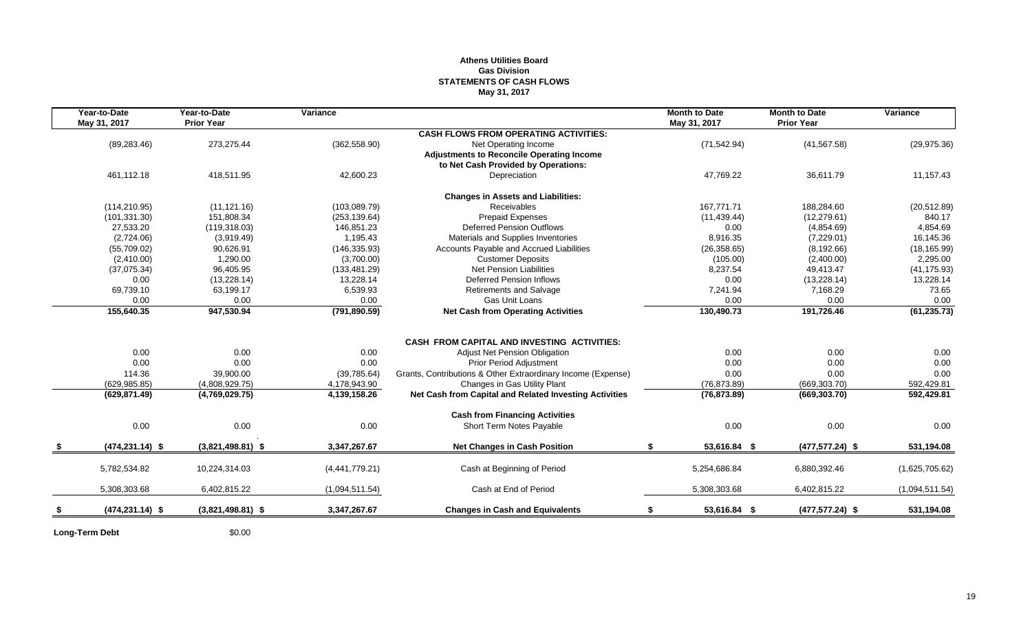**Athens Utilities Board**
**Gas Division**
**STATEMENTS OF CASH FLOWS**
**May 31, 2017**

| Year-to-Date May 31, 2017 | Year-to-Date Prior Year | Variance | | Month to Date May 31, 2017 | Month to Date Prior Year | Variance |
|---|---|---|---|---|---|---|
| | | | **CASH FLOWS FROM OPERATING ACTIVITIES:** | | | |
| (89,283.46) | 273,275.44 | (362,558.90) | Net Operating Income | (71,542.94) | (41,567.58) | (29,975.36) |
| | | | **Adjustments to Reconcile Operating Income to Net Cash Provided by Operations:** | | | |
| 461,112.18 | 418,511.95 | 42,600.23 | Depreciation | 47,769.22 | 36,611.79 | 11,157.43 |
| | | | **Changes in Assets and Liabilities:** | | | |
| (114,210.95) | (11,121.16) | (103,089.79) | Receivables | 167,771.71 | 188,284.60 | (20,512.89) |
| (101,331.30) | 151,808.34 | (253,139.64) | Prepaid Expenses | (11,439.44) | (12,279.61) | 840.17 |
| 27,533.20 | (119,318.03) | 146,851.23 | Deferred Pension Outflows | 0.00 | (4,854.69) | 4,854.69 |
| (2,724.06) | (3,919.49) | 1,195.43 | Materials and Supplies Inventories | 8,916.35 | (7,229.01) | 16,145.36 |
| (55,709.02) | 90,626.91 | (146,335.93) | Accounts Payable and Accrued Liabilities | (26,358.65) | (8,192.66) | (18,165.99) |
| (2,410.00) | 1,290.00 | (3,700.00) | Customer Deposits | (105.00) | (2,400.00) | 2,295.00 |
| (37,075.34) | 96,405.95 | (133,481.29) | Net Pension Liabilities | 8,237.54 | 49,413.47 | (41,175.93) |
| 0.00 | (13,228.14) | 13,228.14 | Deferred Pension Inflows | 0.00 | (13,228.14) | 13,228.14 |
| 69,739.10 | 63,199.17 | 6,539.93 | Retirements and Salvage | 7,241.94 | 7,168.29 | 73.65 |
| 0.00 | 0.00 | 0.00 | Gas Unit Loans | 0.00 | 0.00 | 0.00 |
| **155,640.35** | **947,530.94** | **(791,890.59)** | **Net Cash from Operating Activities** | **130,490.73** | **191,726.46** | **(61,235.73)** |
| | | | **CASH FROM CAPITAL AND INVESTING ACTIVITIES:** | | | |
| 0.00 | 0.00 | 0.00 | Adjust Net Pension Obligation | 0.00 | 0.00 | 0.00 |
| 0.00 | 0.00 | 0.00 | Prior Period Adjustment | 0.00 | 0.00 | 0.00 |
| 114.36 | 39,900.00 | (39,785.64) | Grants, Contributions & Other Extraordinary Income (Expense) | 0.00 | 0.00 | 0.00 |
| (629,985.85) | (4,808,929.75) | 4,178,943.90 | Changes in Gas Utility Plant | (76,873.89) | (669,303.70) | 592,429.81 |
| **(629,871.49)** | **(4,769,029.75)** | **4,139,158.26** | **Net Cash from Capital and Related Investing Activities** | **(76,873.89)** | **(669,303.70)** | **592,429.81** |
| | | | **Cash from Financing Activities** | | | |
| 0.00 | 0.00 | 0.00 | Short Term Notes Payable | 0.00 | 0.00 | 0.00 |
| **$ (474,231.14) $** | **(3,821,498.81) $** | **3,347,267.67** | **Net Changes in Cash Position** | **$ 53,616.84 $** | **(477,577.24) $** | **531,194.08** |
| 5,782,534.82 | 10,224,314.03 | (4,441,779.21) | Cash at Beginning of Period | 5,254,686.84 | 6,880,392.46 | (1,625,705.62) |
| 5,308,303.68 | 6,402,815.22 | (1,094,511.54) | Cash at End of Period | 5,308,303.68 | 6,402,815.22 | (1,094,511.54) |
| **$ (474,231.14) $** | **(3,821,498.81) $** | **3,347,267.67** | **Changes in Cash and Equivalents** | **$ 53,616.84 $** | **(477,577.24) $** | **531,194.08** |

**Long-Term Debt** $0.00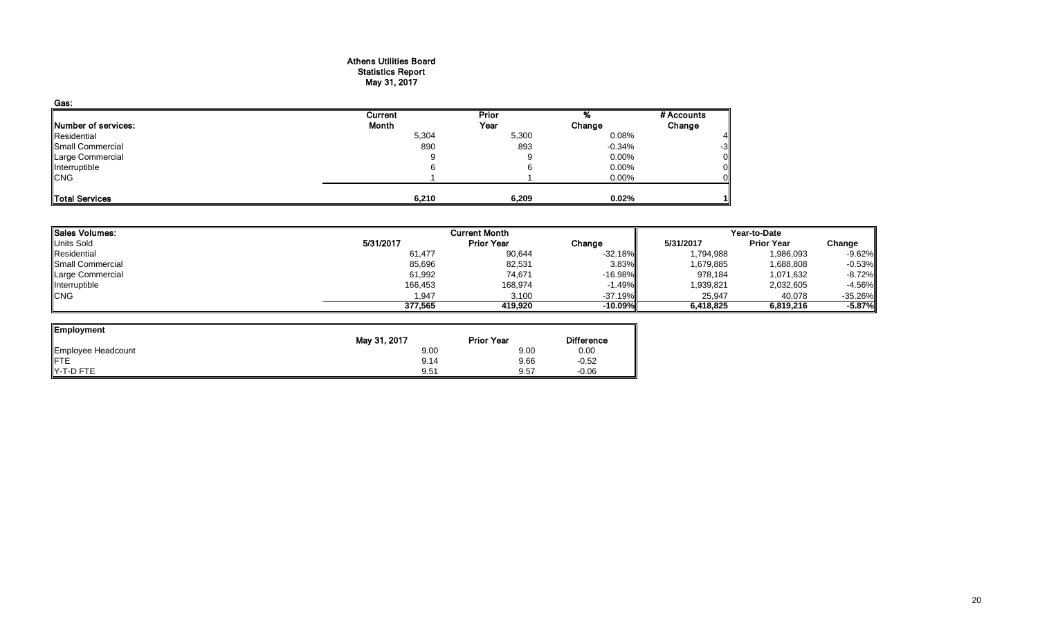# Athens Utilities Board
## Statistics Report
## May 31, 2017

**Gas:**

| Number of services: | Current Month | Prior Year | % Change | # Accounts Change |
|---|---|---|---|---|
| Residential | 5,304 | 5,300 | 0.08% | 4 |
| Small Commercial | 890 | 893 | -0.34% | -3 |
| Large Commercial | 9 | 9 | 0.00% | 0 |
| Interruptible | 6 | 6 | 0.00% | 0 |
| CNG | 1 | 1 | 0.00% | 0 |
| **Total Services** | **6,210** | **6,209** | **0.02%** | **1** |

| Sales Volumes: | Current Month | | | Year-to-Date | | |
|---|---|---|---|---|---|---|
| Units Sold | 5/31/2017 | Prior Year | Change | 5/31/2017 | Prior Year | Change |
| Residential | 61,477 | 90,644 | -32.18% | 1,794,988 | 1,986,093 | -9.62% |
| Small Commercial | 85,696 | 82,531 | 3.83% | 1,679,885 | 1,688,808 | -0.53% |
| Large Commercial | 61,992 | 74,671 | -16.98% | 978,184 | 1,071,632 | -8.72% |
| Interruptible | 166,453 | 168,974 | -1.49% | 1,939,821 | 2,032,605 | -4.56% |
| CNG | 1,947 | 3,100 | -37.19% | 25,947 | 40,078 | -35.26% |
| | **377,565** | **419,920** | **-10.09%** | **6,418,825** | **6,819,216** | **-5.87%** |

| Employment | May 31, 2017 | Prior Year | Difference |
|---|---|---|---|
| Employee Headcount | 9.00 | 9.00 | 0.00 |
| FTE | 9.14 | 9.66 | -0.52 |
| Y-T-D FTE | 9.51 | 9.57 | -0.06 |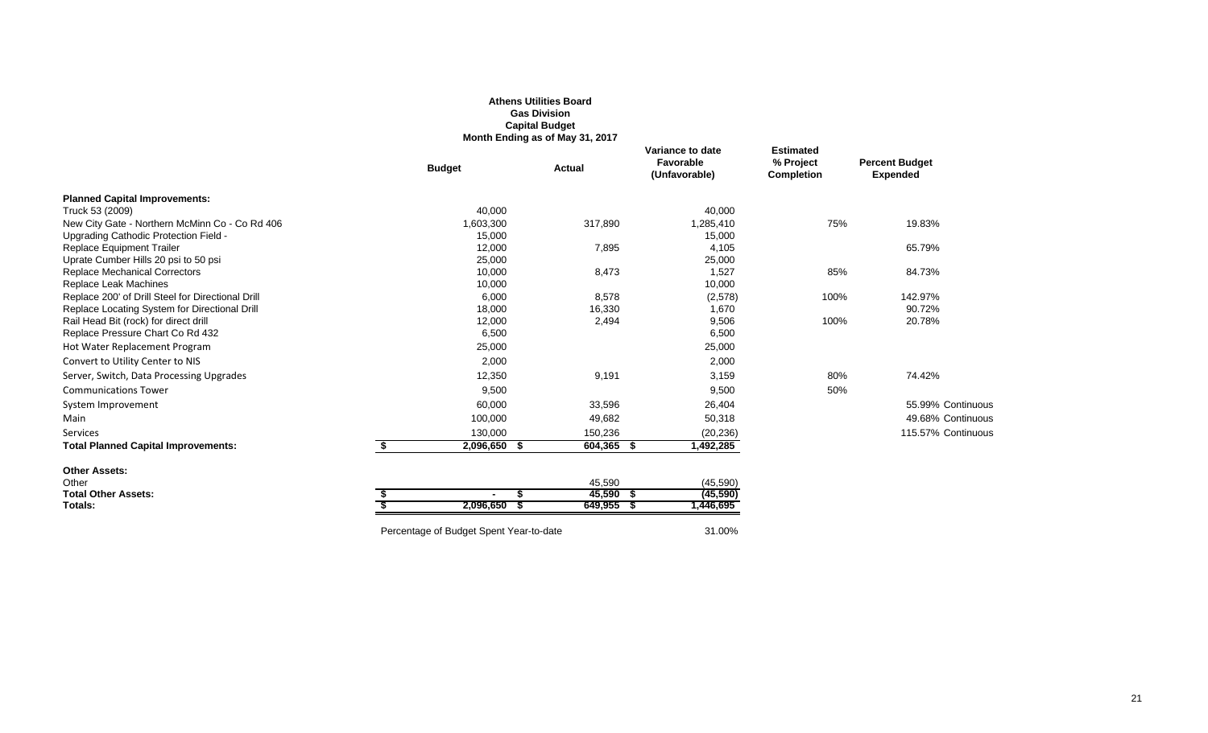**Athens Utilities Board**
**Gas Division**
**Capital Budget**
**Month Ending as of May 31, 2017**

| | Budget | Actual | Variance to date Favorable (Unfavorable) | Estimated % Project Completion | Percent Budget Expended | |
|---|---|---|---|---|---|---|
| **Planned Capital Improvements:** | | | | | | |
| Truck 53 (2009) | 40,000 | | 40,000 | | | |
| New City Gate - Northern McMinn Co - Co Rd 406 | 1,603,300 | 317,890 | 1,285,410 | 75% | 19.83% | |
| Upgrading Cathodic Protection Field - | 15,000 | | 15,000 | | | |
| Replace Equipment Trailer | 12,000 | 7,895 | 4,105 | | 65.79% | |
| Uprate Cumber Hills 20 psi to 50 psi | 25,000 | | 25,000 | | | |
| Replace Mechanical Correctors | 10,000 | 8,473 | 1,527 | 85% | 84.73% | |
| Replace Leak Machines | 10,000 | | 10,000 | | | |
| Replace 200' of Drill Steel for Directional Drill | 6,000 | 8,578 | (2,578) | 100% | 142.97% | |
| Replace Locating System for Directional Drill | 18,000 | 16,330 | 1,670 | | 90.72% | |
| Rail Head Bit (rock) for direct drill | 12,000 | 2,494 | 9,506 | 100% | 20.78% | |
| Replace Pressure Chart Co Rd 432 | 6,500 | | 6,500 | | | |
| Hot Water Replacement Program | 25,000 | | 25,000 | | | |
| Convert to Utility Center to NIS | 2,000 | | 2,000 | | | |
| Server, Switch, Data Processing Upgrades | 12,350 | 9,191 | 3,159 | 80% | 74.42% | |
| Communications Tower | 9,500 | | 9,500 | 50% | | |
| System Improvement | 60,000 | 33,596 | 26,404 | | 55.99% | Continuous |
| Main | 100,000 | 49,682 | 50,318 | | 49.68% | Continuous |
| Services | 130,000 | 150,236 | (20,236) | | 115.57% | Continuous |
| **Total Planned Capital Improvements:** | **$ 2,096,650** | **$ 604,365** | **$ 1,492,285** | | | |
| **Other Assets:** | | | | | | |
| Other | | 45,590 | (45,590) | | | |
| **Total Other Assets:** | **$ -** | **$ 45,590** | **$ (45,590)** | | | |
| **Totals:** | **$ 2,096,650** | **$ 649,955** | **$ 1,446,695** | | | |

Percentage of Budget Spent Year-to-date 31.00%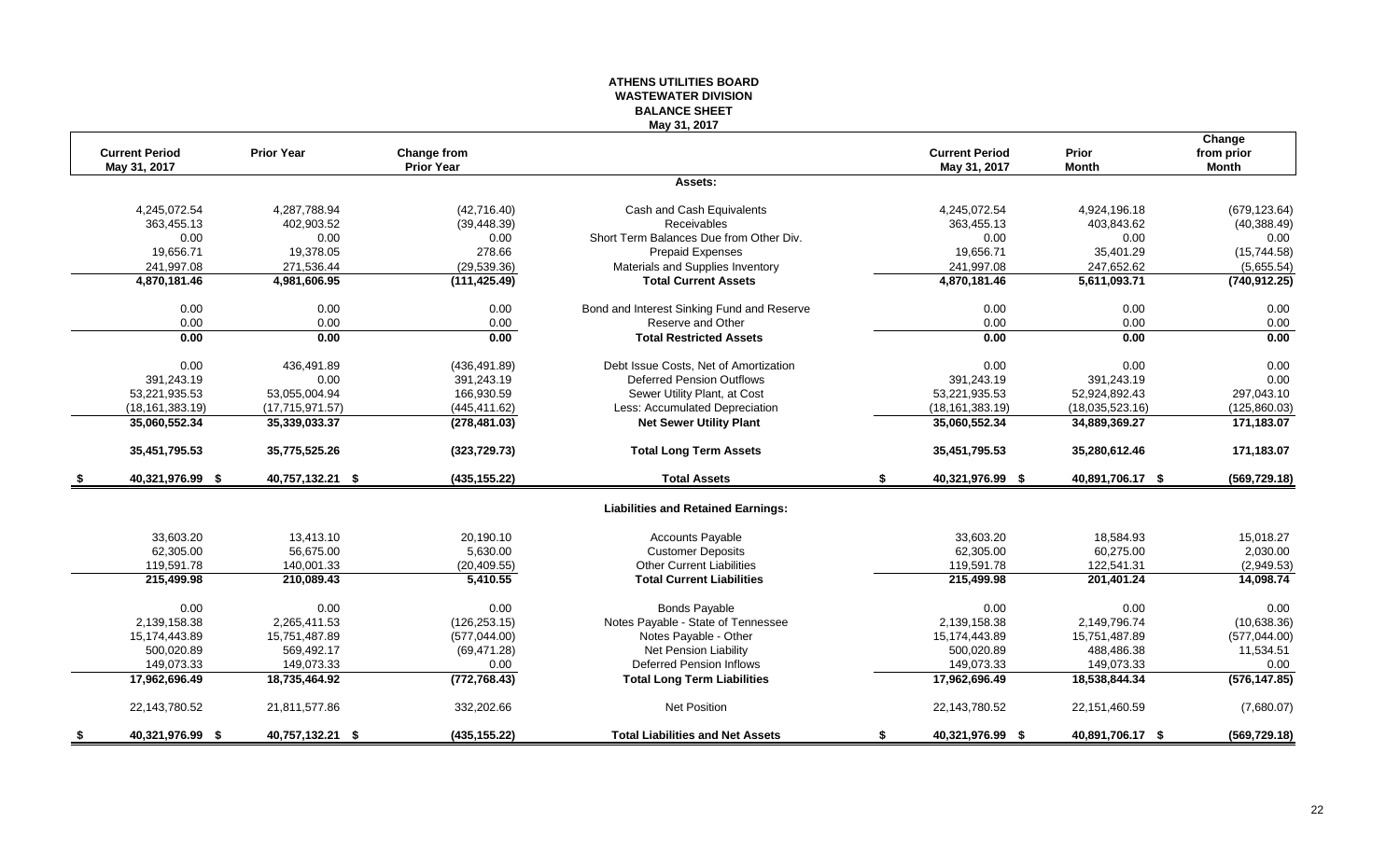# ATHENS UTILITIES BOARD
## WASTEWATER DIVISION
## BALANCE SHEET
### May 31, 2017

| Current Period May 31, 2017 | Prior Year | Change from Prior Year | | Current Period May 31, 2017 | Prior Month | Change from prior Month |
|---|---|---|---|---|---|---|
| | | | **Assets:** | | | |
| 4,245,072.54 | 4,287,788.94 | (42,716.40) | Cash and Cash Equivalents | 4,245,072.54 | 4,924,196.18 | (679,123.64) |
| 363,455.13 | 402,903.52 | (39,448.39) | Receivables | 363,455.13 | 403,843.62 | (40,388.49) |
| 0.00 | 0.00 | 0.00 | Short Term Balances Due from Other Div. | 0.00 | 0.00 | 0.00 |
| 19,656.71 | 19,378.05 | 278.66 | Prepaid Expenses | 19,656.71 | 35,401.29 | (15,744.58) |
| 241,997.08 | 271,536.44 | (29,539.36) | Materials and Supplies Inventory | 241,997.08 | 247,652.62 | (5,655.54) |
| **4,870,181.46** | **4,981,606.95** | **(111,425.49)** | **Total Current Assets** | **4,870,181.46** | **5,611,093.71** | **(740,912.25)** |
| 0.00 | 0.00 | 0.00 | Bond and Interest Sinking Fund and Reserve | 0.00 | 0.00 | 0.00 |
| 0.00 | 0.00 | 0.00 | Reserve and Other | 0.00 | 0.00 | 0.00 |
| **0.00** | **0.00** | **0.00** | **Total Restricted Assets** | **0.00** | **0.00** | **0.00** |
| 0.00 | 436,491.89 | (436,491.89) | Debt Issue Costs, Net of Amortization | 0.00 | 0.00 | 0.00 |
| 391,243.19 | 0.00 | 391,243.19 | Deferred Pension Outflows | 391,243.19 | 391,243.19 | 0.00 |
| 53,221,935.53 | 53,055,004.94 | 166,930.59 | Sewer Utility Plant, at Cost | 53,221,935.53 | 52,924,892.43 | 297,043.10 |
| (18,161,383.19) | (17,715,971.57) | (445,411.62) | Less: Accumulated Depreciation | (18,161,383.19) | (18,035,523.16) | (125,860.03) |
| **35,060,552.34** | **35,339,033.37** | **(278,481.03)** | **Net Sewer Utility Plant** | **35,060,552.34** | **34,889,369.27** | **171,183.07** |
| **35,451,795.53** | **35,775,525.26** | **(323,729.73)** | **Total Long Term Assets** | **35,451,795.53** | **35,280,612.46** | **171,183.07** |
| **$ 40,321,976.99** | **$ 40,757,132.21** | **$ (435,155.22)** | **Total Assets** | **$ 40,321,976.99** | **$ 40,891,706.17** | **$ (569,729.18)** |
| | | | **Liabilities and Retained Earnings:** | | | |
| 33,603.20 | 13,413.10 | 20,190.10 | Accounts Payable | 33,603.20 | 18,584.93 | 15,018.27 |
| 62,305.00 | 56,675.00 | 5,630.00 | Customer Deposits | 62,305.00 | 60,275.00 | 2,030.00 |
| 119,591.78 | 140,001.33 | (20,409.55) | Other Current Liabilities | 119,591.78 | 122,541.31 | (2,949.53) |
| **215,499.98** | **210,089.43** | **5,410.55** | **Total Current Liabilities** | **215,499.98** | **201,401.24** | **14,098.74** |
| 0.00 | 0.00 | 0.00 | Bonds Payable | 0.00 | 0.00 | 0.00 |
| 2,139,158.38 | 2,265,411.53 | (126,253.15) | Notes Payable - State of Tennessee | 2,139,158.38 | 2,149,796.74 | (10,638.36) |
| 15,174,443.89 | 15,751,487.89 | (577,044.00) | Notes Payable - Other | 15,174,443.89 | 15,751,487.89 | (577,044.00) |
| 500,020.89 | 569,492.17 | (69,471.28) | Net Pension Liability | 500,020.89 | 488,486.38 | 11,534.51 |
| 149,073.33 | 149,073.33 | 0.00 | Deferred Pension Inflows | 149,073.33 | 149,073.33 | 0.00 |
| **17,962,696.49** | **18,735,464.92** | **(772,768.43)** | **Total Long Term Liabilities** | **17,962,696.49** | **18,538,844.34** | **(576,147.85)** |
| 22,143,780.52 | 21,811,577.86 | 332,202.66 | Net Position | 22,143,780.52 | 22,151,460.59 | (7,680.07) |
| **$ 40,321,976.99** | **$ 40,757,132.21** | **$ (435,155.22)** | **Total Liabilities and Net Assets** | **$ 40,321,976.99** | **$ 40,891,706.17** | **$ (569,729.18)** |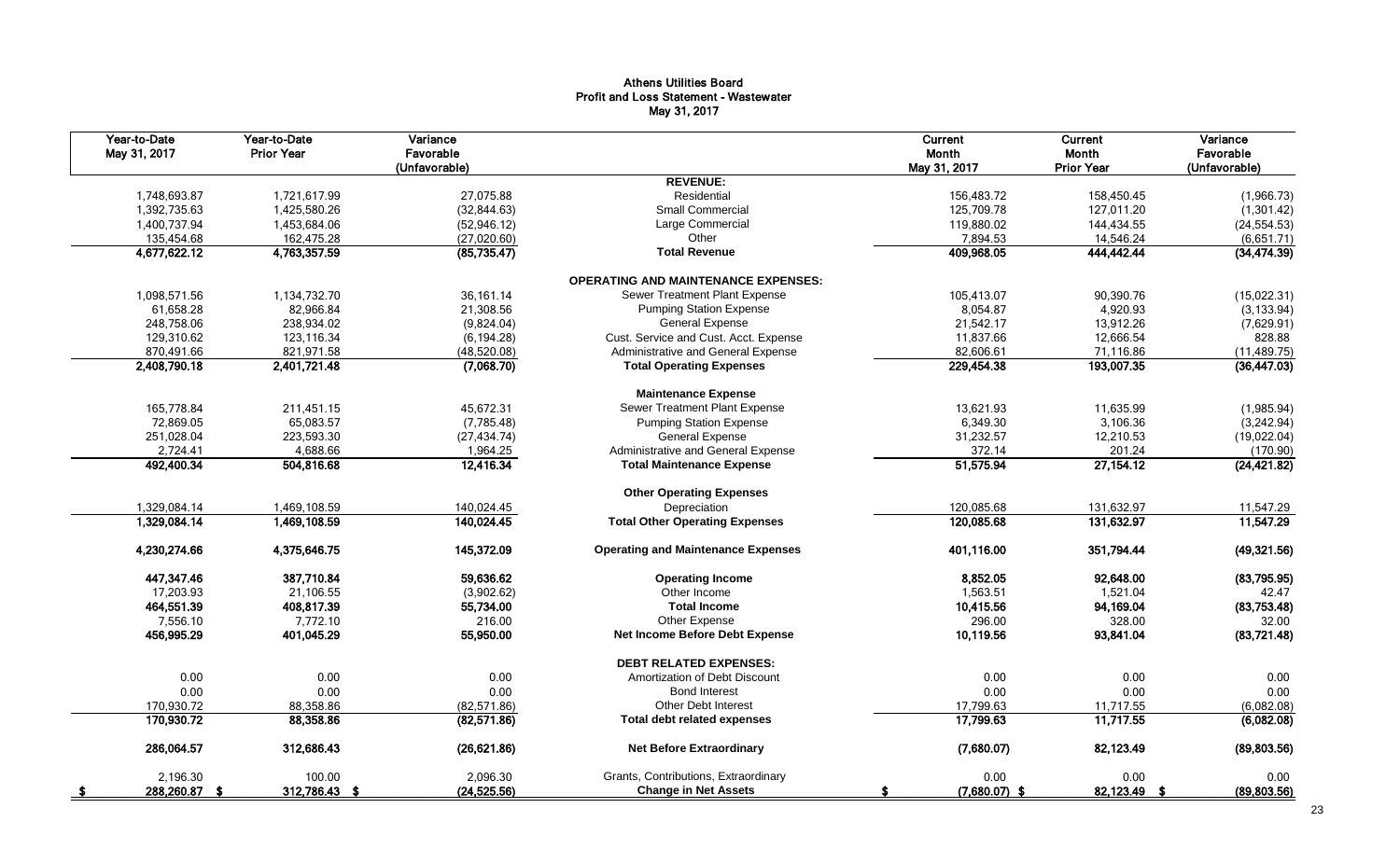# Athens Utilities Board
## Profit and Loss Statement - Wastewater
### May 31, 2017

| Year-to-Date May 31, 2017 | Year-to-Date Prior Year | Variance Favorable (Unfavorable) | | Current Month May 31, 2017 | Current Month Prior Year | Variance Favorable (Unfavorable) |
|---|---|---|---|---|---|---|
| | | | **REVENUE:** | | | |
| 1,748,693.87 | 1,721,617.99 | 27,075.88 | Residential | 156,483.72 | 158,450.45 | (1,966.73) |
| 1,392,735.63 | 1,425,580.26 | (32,844.63) | Small Commercial | 125,709.78 | 127,011.20 | (1,301.42) |
| 1,400,737.94 | 1,453,684.06 | (52,946.12) | Large Commercial | 119,880.02 | 144,434.55 | (24,554.53) |
| 135,454.68 | 162,475.28 | (27,020.60) | Other | 7,894.53 | 14,546.24 | (6,651.71) |
| **4,677,622.12** | **4,763,357.59** | **(85,735.47)** | **Total Revenue** | **409,968.05** | **444,442.44** | **(34,474.39)** |
| | | | **OPERATING AND MAINTENANCE EXPENSES:** | | | |
| 1,098,571.56 | 1,134,732.70 | 36,161.14 | Sewer Treatment Plant Expense | 105,413.07 | 90,390.76 | (15,022.31) |
| 61,658.28 | 82,966.84 | 21,308.56 | Pumping Station Expense | 8,054.87 | 4,920.93 | (3,133.94) |
| 248,758.06 | 238,934.02 | (9,824.04) | General Expense | 21,542.17 | 13,912.26 | (7,629.91) |
| 129,310.62 | 123,116.34 | (6,194.28) | Cust. Service and Cust. Acct. Expense | 11,837.66 | 12,666.54 | 828.88 |
| 870,491.66 | 821,971.58 | (48,520.08) | Administrative and General Expense | 82,606.61 | 71,116.86 | (11,489.75) |
| **2,408,790.18** | **2,401,721.48** | **(7,068.70)** | **Total Operating Expenses** | **229,454.38** | **193,007.35** | **(36,447.03)** |
| | | | **Maintenance Expense** | | | |
| 165,778.84 | 211,451.15 | 45,672.31 | Sewer Treatment Plant Expense | 13,621.93 | 11,635.99 | (1,985.94) |
| 72,869.05 | 65,083.57 | (7,785.48) | Pumping Station Expense | 6,349.30 | 3,106.36 | (3,242.94) |
| 251,028.04 | 223,593.30 | (27,434.74) | General Expense | 31,232.57 | 12,210.53 | (19,022.04) |
| 2,724.41 | 4,688.66 | 1,964.25 | Administrative and General Expense | 372.14 | 201.24 | (170.90) |
| **492,400.34** | **504,816.68** | **12,416.34** | **Total Maintenance Expense** | **51,575.94** | **27,154.12** | **(24,421.82)** |
| | | | **Other Operating Expenses** | | | |
| 1,329,084.14 | 1,469,108.59 | 140,024.45 | Depreciation | 120,085.68 | 131,632.97 | 11,547.29 |
| **1,329,084.14** | **1,469,108.59** | **140,024.45** | **Total Other Operating Expenses** | **120,085.68** | **131,632.97** | **11,547.29** |
| **4,230,274.66** | **4,375,646.75** | **145,372.09** | **Operating and Maintenance Expenses** | **401,116.00** | **351,794.44** | **(49,321.56)** |
| **447,347.46** | **387,710.84** | **59,636.62** | **Operating Income** | **8,852.05** | **92,648.00** | **(83,795.95)** |
| 17,203.93 | 21,106.55 | (3,902.62) | Other Income | 1,563.51 | 1,521.04 | 42.47 |
| **464,551.39** | **408,817.39** | **55,734.00** | **Total Income** | **10,415.56** | **94,169.04** | **(83,753.48)** |
| 7,556.10 | 7,772.10 | 216.00 | Other Expense | 296.00 | 328.00 | 32.00 |
| **456,995.29** | **401,045.29** | **55,950.00** | **Net Income Before Debt Expense** | **10,119.56** | **93,841.04** | **(83,721.48)** |
| | | | **DEBT RELATED EXPENSES:** | | | |
| 0.00 | 0.00 | 0.00 | Amortization of Debt Discount | 0.00 | 0.00 | 0.00 |
| 0.00 | 0.00 | 0.00 | Bond Interest | 0.00 | 0.00 | 0.00 |
| 170,930.72 | 88,358.86 | (82,571.86) | Other Debt Interest | 17,799.63 | 11,717.55 | (6,082.08) |
| **170,930.72** | **88,358.86** | **(82,571.86)** | **Total debt related expenses** | **17,799.63** | **11,717.55** | **(6,082.08)** |
| **286,064.57** | **312,686.43** | **(26,621.86)** | **Net Before Extraordinary** | **(7,680.07)** | **82,123.49** | **(89,803.56)** |
| 2,196.30 | 100.00 | 2,096.30 | Grants, Contributions, Extraordinary | 0.00 | 0.00 | 0.00 |
| **$ 288,260.87** | **$ 312,786.43** | **$ (24,525.56)** | **Change in Net Assets** | **$ (7,680.07)** | **$ 82,123.49** | **$ (89,803.56)** |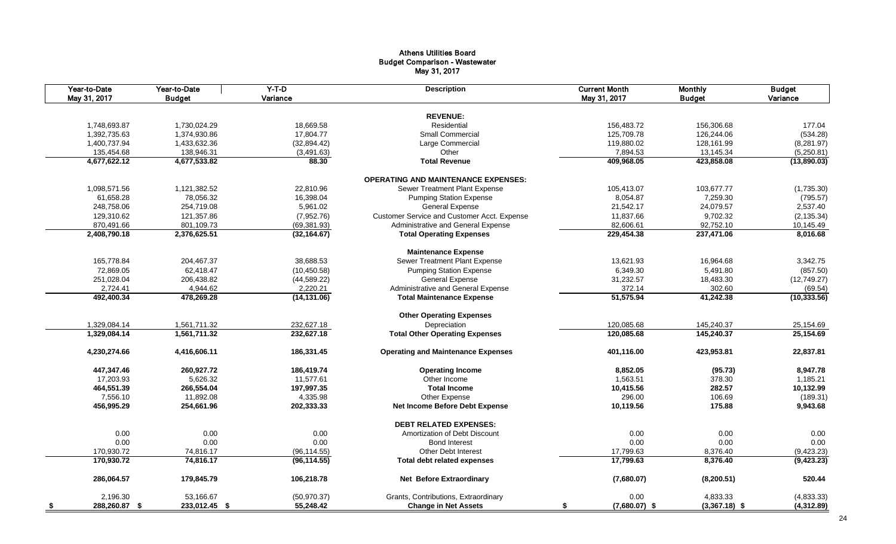# Athens Utilities Board
## Budget Comparison - Wastewater
### May 31, 2017

| Year-to-Date May 31, 2017 | Year-to-Date Budget | Y-T-D Variance | Description | Current Month May 31, 2017 | Monthly Budget | Budget Variance |
|---|---|---|---|---|---|---|
| | | | **REVENUE:** | | | |
| 1,748,693.87 | 1,730,024.29 | 18,669.58 | Residential | 156,483.72 | 156,306.68 | 177.04 |
| 1,392,735.63 | 1,374,930.86 | 17,804.77 | Small Commercial | 125,709.78 | 126,244.06 | (534.28) |
| 1,400,737.94 | 1,433,632.36 | (32,894.42) | Large Commercial | 119,880.02 | 128,161.99 | (8,281.97) |
| 135,454.68 | 138,946.31 | (3,491.63) | Other | 7,894.53 | 13,145.34 | (5,250.81) |
| **4,677,622.12** | **4,677,533.82** | **88.30** | **Total Revenue** | **409,968.05** | **423,858.08** | **(13,890.03)** |
| | | | **OPERATING AND MAINTENANCE EXPENSES:** | | | |
| 1,098,571.56 | 1,121,382.52 | 22,810.96 | Sewer Treatment Plant Expense | 105,413.07 | 103,677.77 | (1,735.30) |
| 61,658.28 | 78,056.32 | 16,398.04 | Pumping Station Expense | 8,054.87 | 7,259.30 | (795.57) |
| 248,758.06 | 254,719.08 | 5,961.02 | General Expense | 21,542.17 | 24,079.57 | 2,537.40 |
| 129,310.62 | 121,357.86 | (7,952.76) | Customer Service and Customer Acct. Expense | 11,837.66 | 9,702.32 | (2,135.34) |
| 870,491.66 | 801,109.73 | (69,381.93) | Administrative and General Expense | 82,606.61 | 92,752.10 | 10,145.49 |
| **2,408,790.18** | **2,376,625.51** | **(32,164.67)** | **Total Operating Expenses** | **229,454.38** | **237,471.06** | **8,016.68** |
| | | | **Maintenance Expense** | | | |
| 165,778.84 | 204,467.37 | 38,688.53 | Sewer Treatment Plant Expense | 13,621.93 | 16,964.68 | 3,342.75 |
| 72,869.05 | 62,418.47 | (10,450.58) | Pumping Station Expense | 6,349.30 | 5,491.80 | (857.50) |
| 251,028.04 | 206,438.82 | (44,589.22) | General Expense | 31,232.57 | 18,483.30 | (12,749.27) |
| 2,724.41 | 4,944.62 | 2,220.21 | Administrative and General Expense | 372.14 | 302.60 | (69.54) |
| **492,400.34** | **478,269.28** | **(14,131.06)** | **Total Maintenance Expense** | **51,575.94** | **41,242.38** | **(10,333.56)** |
| | | | **Other Operating Expenses** | | | |
| 1,329,084.14 | 1,561,711.32 | 232,627.18 | Depreciation | 120,085.68 | 145,240.37 | 25,154.69 |
| **1,329,084.14** | **1,561,711.32** | **232,627.18** | **Total Other Operating Expenses** | **120,085.68** | **145,240.37** | **25,154.69** |
| **4,230,274.66** | **4,416,606.11** | **186,331.45** | **Operating and Maintenance Expenses** | **401,116.00** | **423,953.81** | **22,837.81** |
| **447,347.46** | **260,927.72** | **186,419.74** | **Operating Income** | **8,852.05** | **(95.73)** | **8,947.78** |
| 17,203.93 | 5,626.32 | 11,577.61 | Other Income | 1,563.51 | 378.30 | 1,185.21 |
| **464,551.39** | **266,554.04** | **197,997.35** | **Total Income** | **10,415.56** | **282.57** | **10,132.99** |
| 7,556.10 | 11,892.08 | 4,335.98 | Other Expense | 296.00 | 106.69 | (189.31) |
| **456,995.29** | **254,661.96** | **202,333.33** | **Net Income Before Debt Expense** | **10,119.56** | **175.88** | **9,943.68** |
| | | | **DEBT RELATED EXPENSES:** | | | |
| 0.00 | 0.00 | 0.00 | Amortization of Debt Discount | 0.00 | 0.00 | 0.00 |
| 0.00 | 0.00 | 0.00 | Bond Interest | 0.00 | 0.00 | 0.00 |
| 170,930.72 | 74,816.17 | (96,114.55) | Other Debt Interest | 17,799.63 | 8,376.40 | (9,423.23) |
| **170,930.72** | **74,816.17** | **(96,114.55)** | **Total debt related expenses** | **17,799.63** | **8,376.40** | **(9,423.23)** |
| **286,064.57** | **179,845.79** | **106,218.78** | **Net Before Extraordinary** | **(7,680.07)** | **(8,200.51)** | **520.44** |
| 2,196.30 | 53,166.67 | (50,970.37) | Grants, Contributions, Extraordinary | 0.00 | 4,833.33 | (4,833.33) |
| **$ 288,260.87** | **$ 233,012.45** | **$ 55,248.42** | **Change in Net Assets** | **$ (7,680.07)** | **$ (3,367.18)** | **$ (4,312.89)** |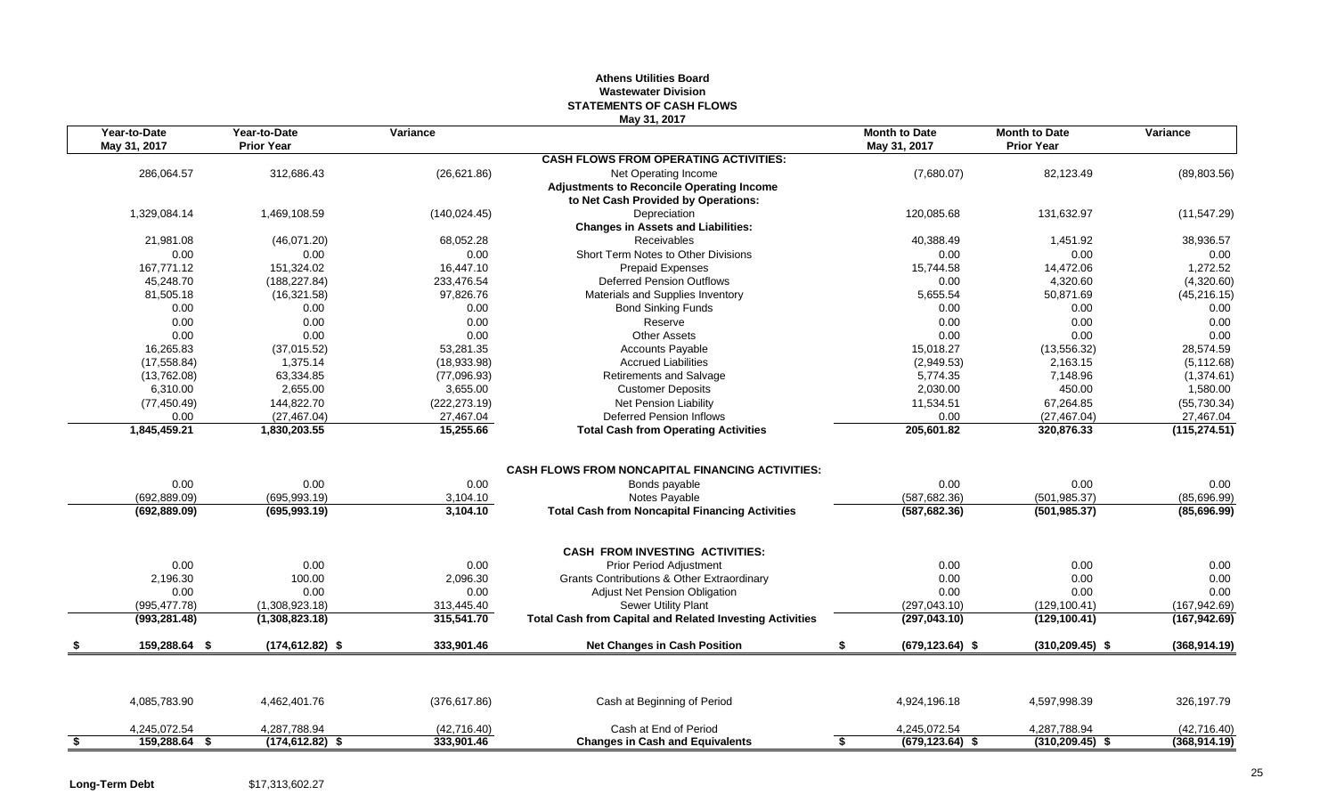**Athens Utilities Board**
**Wastewater Division**
**STATEMENTS OF CASH FLOWS**
May 31, 2017

| Year-to-Date May 31, 2017 | Year-to-Date Prior Year | Variance | | Month to Date May 31, 2017 | Month to Date Prior Year | Variance |
|---|---|---|---|---|---|---|
| | | | **CASH FLOWS FROM OPERATING ACTIVITIES:** | | | |
| 286,064.57 | 312,686.43 | (26,621.86) | Net Operating Income | (7,680.07) | 82,123.49 | (89,803.56) |
| | | | **Adjustments to Reconcile Operating Income** | | | |
| | | | **to Net Cash Provided by Operations:** | | | |
| 1,329,084.14 | 1,469,108.59 | (140,024.45) | Depreciation | 120,085.68 | 131,632.97 | (11,547.29) |
| | | | **Changes in Assets and Liabilities:** | | | |
| 21,981.08 | (46,071.20) | 68,052.28 | Receivables | 40,388.49 | 1,451.92 | 38,936.57 |
| 0.00 | 0.00 | 0.00 | Short Term Notes to Other Divisions | 0.00 | 0.00 | 0.00 |
| 167,771.12 | 151,324.02 | 16,447.10 | Prepaid Expenses | 15,744.58 | 14,472.06 | 1,272.52 |
| 45,248.70 | (188,227.84) | 233,476.54 | Deferred Pension Outflows | 0.00 | 4,320.60 | (4,320.60) |
| 81,505.18 | (16,321.58) | 97,826.76 | Materials and Supplies Inventory | 5,655.54 | 50,871.69 | (45,216.15) |
| 0.00 | 0.00 | 0.00 | Bond Sinking Funds | 0.00 | 0.00 | 0.00 |
| 0.00 | 0.00 | 0.00 | Reserve | 0.00 | 0.00 | 0.00 |
| 0.00 | 0.00 | 0.00 | Other Assets | 0.00 | 0.00 | 0.00 |
| 16,265.83 | (37,015.52) | 53,281.35 | Accounts Payable | 15,018.27 | (13,556.32) | 28,574.59 |
| (17,558.84) | 1,375.14 | (18,933.98) | Accrued Liabilities | (2,949.53) | 2,163.15 | (5,112.68) |
| (13,762.08) | 63,334.85 | (77,096.93) | Retirements and Salvage | 5,774.35 | 7,148.96 | (1,374.61) |
| 6,310.00 | 2,655.00 | 3,655.00 | Customer Deposits | 2,030.00 | 450.00 | 1,580.00 |
| (77,450.49) | 144,822.70 | (222,273.19) | Net Pension Liability | 11,534.51 | 67,264.85 | (55,730.34) |
| 0.00 | (27,467.04) | 27,467.04 | Deferred Pension Inflows | 0.00 | (27,467.04) | 27,467.04 |
| **1,845,459.21** | **1,830,203.55** | **15,255.66** | **Total Cash from Operating Activities** | **205,601.82** | **320,876.33** | **(115,274.51)** |
| | | | **CASH FLOWS FROM NONCAPITAL FINANCING ACTIVITIES:** | | | |
| 0.00 | 0.00 | 0.00 | Bonds payable | 0.00 | 0.00 | 0.00 |
| (692,889.09) | (695,993.19) | 3,104.10 | Notes Payable | (587,682.36) | (501,985.37) | (85,696.99) |
| **(692,889.09)** | **(695,993.19)** | **3,104.10** | **Total Cash from Noncapital Financing Activities** | **(587,682.36)** | **(501,985.37)** | **(85,696.99)** |
| | | | **CASH FROM INVESTING ACTIVITIES:** | | | |
| 0.00 | 0.00 | 0.00 | Prior Period Adjustment | 0.00 | 0.00 | 0.00 |
| 2,196.30 | 100.00 | 2,096.30 | Grants Contributions & Other Extraordinary | 0.00 | 0.00 | 0.00 |
| 0.00 | 0.00 | 0.00 | Adjust Net Pension Obligation | 0.00 | 0.00 | 0.00 |
| (995,477.78) | (1,308,923.18) | 313,445.40 | Sewer Utility Plant | (297,043.10) | (129,100.41) | (167,942.69) |
| **(993,281.48)** | **(1,308,823.18)** | **315,541.70** | **Total Cash from Capital and Related Investing Activities** | **(297,043.10)** | **(129,100.41)** | **(167,942.69)** |
| **$ 159,288.64** | **$ (174,612.82)** | **$ 333,901.46** | **Net Changes in Cash Position** | **$ (679,123.64)** | **$ (310,209.45)** | **$ (368,914.19)** |
| 4,085,783.90 | 4,462,401.76 | (376,617.86) | Cash at Beginning of Period | 4,924,196.18 | 4,597,998.39 | 326,197.79 |
| 4,245,072.54 | 4,287,788.94 | (42,716.40) | Cash at End of Period | 4,245,072.54 | 4,287,788.94 | (42,716.40) |
| **$ 159,288.64** | **$ (174,612.82)** | **$ 333,901.46** | **Changes in Cash and Equivalents** | **$ (679,123.64)** | **$ (310,209.45)** | **$ (368,914.19)** |

**Long-Term Debt** $17,313,602.27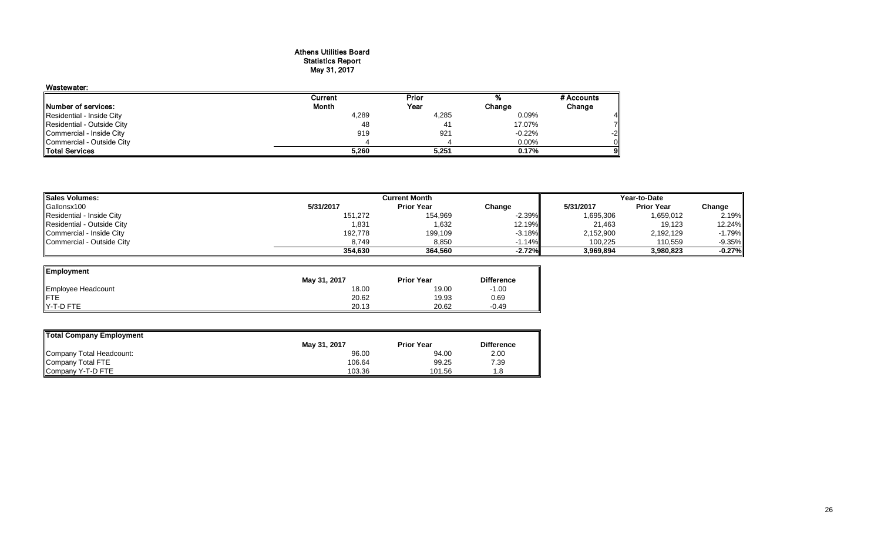# Athens Utilities Board
## Statistics Report
## May 31, 2017

**Wastewater:**

| Number of services: | Current Month | Prior Year | % Change | # Accounts Change |
|---|---|---|---|---|
| Residential - Inside City | 4,289 | 4,285 | 0.09% | 4 |
| Residential - Outside City | 48 | 41 | 17.07% | 7 |
| Commercial - Inside City | 919 | 921 | -0.22% | -2 |
| Commercial - Outside City | 4 | 4 | 0.00% | 0 |
| **Total Services** | **5,260** | **5,251** | **0.17%** | **9** |

| Sales Volumes: | Current Month | | | Year-to-Date | | |
|---|---|---|---|---|---|---|
| Gallonsx100 | 5/31/2017 | Prior Year | Change | 5/31/2017 | Prior Year | Change |
| Residential - Inside City | 151,272 | 154,969 | -2.39% | 1,695,306 | 1,659,012 | 2.19% |
| Residential - Outside City | 1,831 | 1,632 | 12.19% | 21,463 | 19,123 | 12.24% |
| Commercial - Inside City | 192,778 | 199,109 | -3.18% | 2,152,900 | 2,192,129 | -1.79% |
| Commercial - Outside City | 8,749 | 8,850 | -1.14% | 100,225 | 110,559 | -9.35% |
| | **354,630** | **364,560** | **-2.72%** | **3,969,894** | **3,980,823** | **-0.27%** |

| Employment | May 31, 2017 | Prior Year | Difference |
|---|---|---|---|
| Employee Headcount | 18.00 | 19.00 | -1.00 |
| FTE | 20.62 | 19.93 | 0.69 |
| Y-T-D FTE | 20.13 | 20.62 | -0.49 |

| Total Company Employment | May 31, 2017 | Prior Year | Difference |
|---|---|---|---|
| Company Total Headcount: | 96.00 | 94.00 | 2.00 |
| Company Total FTE | 106.64 | 99.25 | 7.39 |
| Company Y-T-D FTE | 103.36 | 101.56 | 1.8 |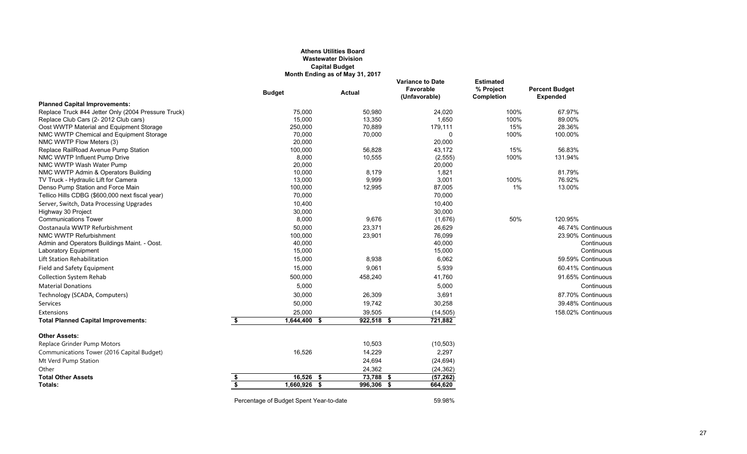# Athens Utilities Board
## Wastewater Division
## Capital Budget
### Month Ending as of May 31, 2017

| | Budget | Actual | Variance to Date Favorable (Unfavorable) | Estimated % Project Completion | Percent Budget Expended |
|---|---|---|---|---|---|
| **Planned Capital Improvements:** | | | | | |
| Replace Truck #44 Jetter Only (2004 Pressure Truck) | 75,000 | 50,980 | 24,020 | 100% | 67.97% |
| Replace Club Cars (2- 2012 Club cars) | 15,000 | 13,350 | 1,650 | 100% | 89.00% |
| Oost WWTP Material and Equipment Storage | 250,000 | 70,889 | 179,111 | 15% | 28.36% |
| NMC WWTP Chemical and Equipment Storage | 70,000 | 70,000 | 0 | 100% | 100.00% |
| NMC WWTP Flow Meters (3) | 20,000 | | 20,000 | | |
| Replace RailRoad Avenue Pump Station | 100,000 | 56,828 | 43,172 | 15% | 56.83% |
| NMC WWTP Influent Pump Drive | 8,000 | 10,555 | (2,555) | 100% | 131.94% |
| NMC WWTP Wash Water Pump | 20,000 | | 20,000 | | |
| NMC WWTP Admin & Operators Building | 10,000 | 8,179 | 1,821 | | 81.79% |
| TV Truck - Hydraulic Lift for Camera | 13,000 | 9,999 | 3,001 | 100% | 76.92% |
| Denso Pump Station and Force Main | 100,000 | 12,995 | 87,005 | 1% | 13.00% |
| Tellico Hills CDBG ($600,000 next fiscal year) | 70,000 | | 70,000 | | |
| Server, Switch, Data Processing Upgrades | 10,400 | | 10,400 | | |
| Highway 30 Project | 30,000 | | 30,000 | | |
| Communications Tower | 8,000 | 9,676 | (1,676) | 50% | 120.95% |
| Oostanaula WWTP Refurbishment | 50,000 | 23,371 | 26,629 | | 46.74% Continuous |
| NMC WWTP Refurbishment | 100,000 | 23,901 | 76,099 | | 23.90% Continuous |
| Admin and Operators Buildings Maint. - Oost. | 40,000 | | 40,000 | | Continuous |
| Laboratory Equipment | 15,000 | | 15,000 | | Continuous |
| Lift Station Rehabilitation | 15,000 | 8,938 | 6,062 | | 59.59% Continuous |
| Field and Safety Equipment | 15,000 | 9,061 | 5,939 | | 60.41% Continuous |
| Collection System Rehab | 500,000 | 458,240 | 41,760 | | 91.65% Continuous |
| Material Donations | 5,000 | | 5,000 | | Continuous |
| Technology (SCADA, Computers) | 30,000 | 26,309 | 3,691 | | 87.70% Continuous |
| Services | 50,000 | 19,742 | 30,258 | | 39.48% Continuous |
| Extensions | 25,000 | 39,505 | (14,505) | | 158.02% Continuous |
| **Total Planned Capital Improvements:** | $ 1,644,400 | $ 922,518 | $ 721,882 | | |
| **Other Assets:** | | | | | |
| Replace Grinder Pump Motors | | 10,503 | (10,503) | | |
| Communications Tower (2016 Capital Budget) | 16,526 | 14,229 | 2,297 | | |
| Mt Verd Pump Station | | 24,694 | (24,694) | | |
| Other | | 24,362 | (24,362) | | |
| **Total Other Assets** | $ 16,526 | $ 73,788 | $ (57,262) | | |
| **Totals:** | $ 1,660,926 | $ 996,306 | $ 664,620 | | |

Percentage of Budget Spent Year-to-date 59.98%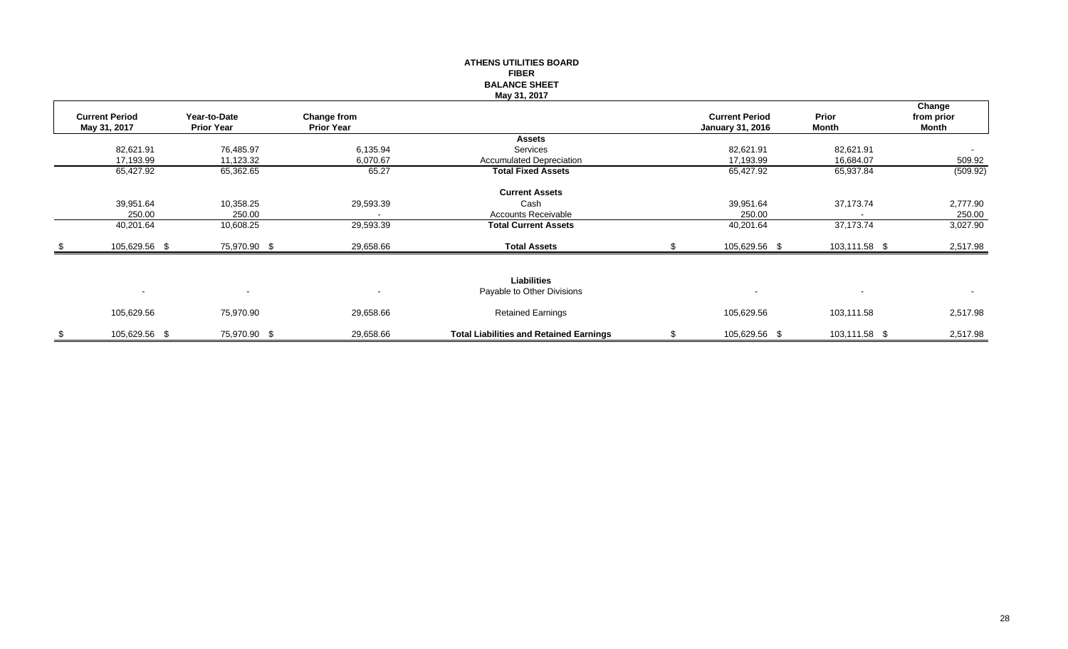# ATHENS UTILITIES BOARD
## FIBER
## BALANCE SHEET
### May 31, 2017

| Current Period May 31, 2017 | Year-to-Date Prior Year | Change from Prior Year | | Current Period January 31, 2016 | Prior Month | Change from prior Month |
|---|---|---|---|---|---|---|
| | | | **Assets** | | | |
| 82,621.91 | 76,485.97 | 6,135.94 | Services | 82,621.91 | 82,621.91 | - |
| 17,193.99 | 11,123.32 | 6,070.67 | Accumulated Depreciation | 17,193.99 | 16,684.07 | 509.92 |
| 65,427.92 | 65,362.65 | 65.27 | **Total Fixed Assets** | 65,427.92 | 65,937.84 | (509.92) |
| | | | **Current Assets** | | | |
| 39,951.64 | 10,358.25 | 29,593.39 | Cash | 39,951.64 | 37,173.74 | 2,777.90 |
| 250.00 | 250.00 | - | Accounts Receivable | 250.00 | - | 250.00 |
| 40,201.64 | 10,608.25 | 29,593.39 | **Total Current Assets** | 40,201.64 | 37,173.74 | 3,027.90 |
| $ 105,629.56 | $ 75,970.90 | $ 29,658.66 | **Total Assets** | $ 105,629.56 | $ 103,111.58 | $ 2,517.98 |
| | | | **Liabilities** | | | |
| - | - | - | Payable to Other Divisions | - | - | - |
| 105,629.56 | 75,970.90 | 29,658.66 | Retained Earnings | 105,629.56 | 103,111.58 | 2,517.98 |
| $ 105,629.56 | $ 75,970.90 | $ 29,658.66 | **Total Liabilities and Retained Earnings** | $ 105,629.56 | $ 103,111.58 | $ 2,517.98 |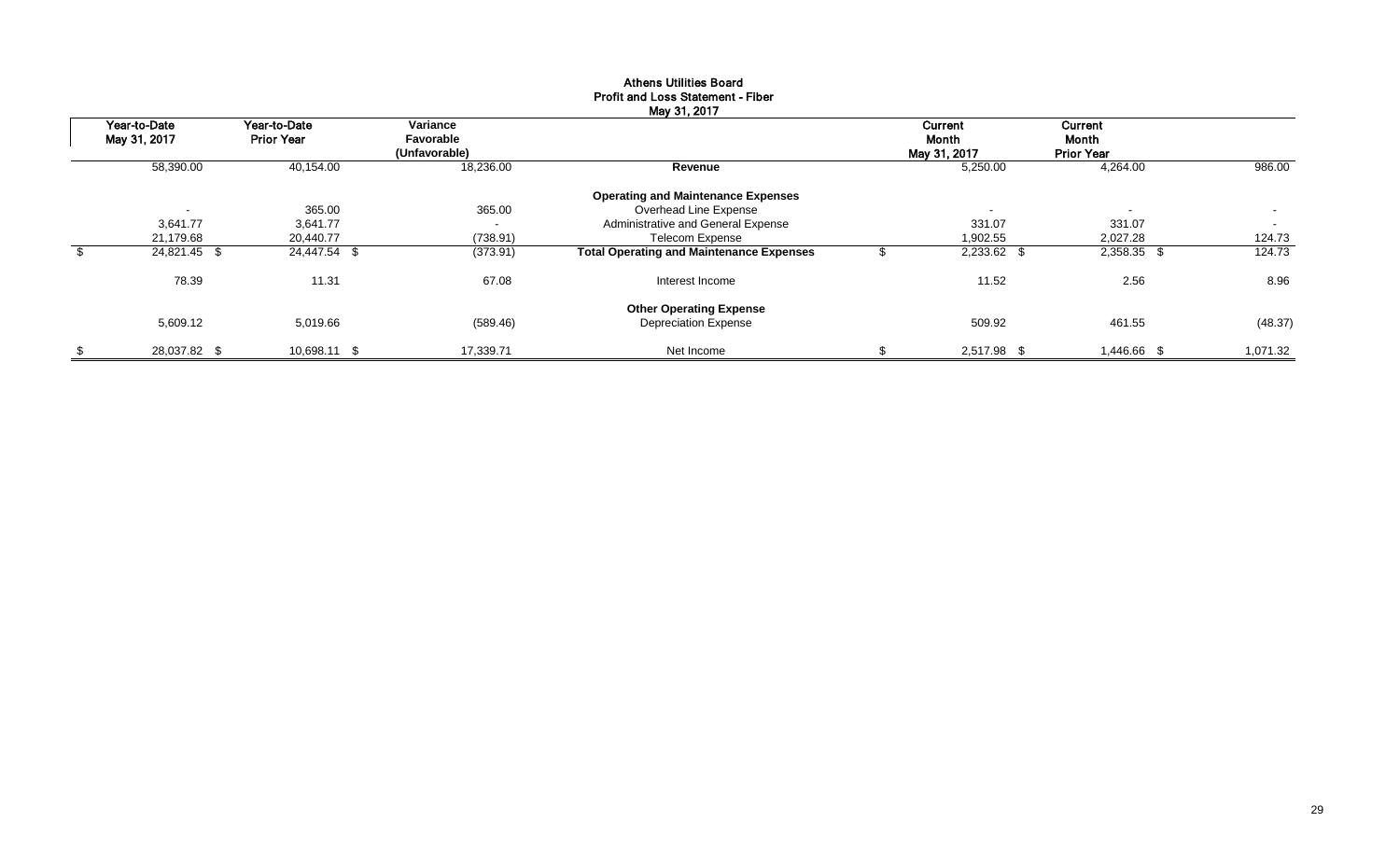# Athens Utilities Board
## Profit and Loss Statement - Fiber
### May 31, 2017

| Year-to-Date May 31, 2017 | Year-to-Date Prior Year | Variance Favorable (Unfavorable) | | Current Month May 31, 2017 | Current Month Prior Year | |
|---|---|---|---|---|---|---|
| 58,390.00 | 40,154.00 | 18,236.00 | **Revenue** | 5,250.00 | 4,264.00 | 986.00 |
| | | | **Operating and Maintenance Expenses** | | | |
| - | 365.00 | 365.00 | Overhead Line Expense | - | - | - |
| 3,641.77 | 3,641.77 | - | Administrative and General Expense | 331.07 | 331.07 | - |
| 21,179.68 | 20,440.77 | (738.91) | Telecom Expense | 1,902.55 | 2,027.28 | 124.73 |
| $ 24,821.45 | $ 24,447.54 | $ (373.91) | **Total Operating and Maintenance Expenses** | $ 2,233.62 | $ 2,358.35 | $ 124.73 |
| 78.39 | 11.31 | 67.08 | Interest Income | 11.52 | 2.56 | 8.96 |
| | | | **Other Operating Expense** | | | |
| 5,609.12 | 5,019.66 | (589.46) | Depreciation Expense | 509.92 | 461.55 | (48.37) |
| $ 28,037.82 | $ 10,698.11 | $ 17,339.71 | Net Income | $ 2,517.98 | $ 1,446.66 | $ 1,071.32 |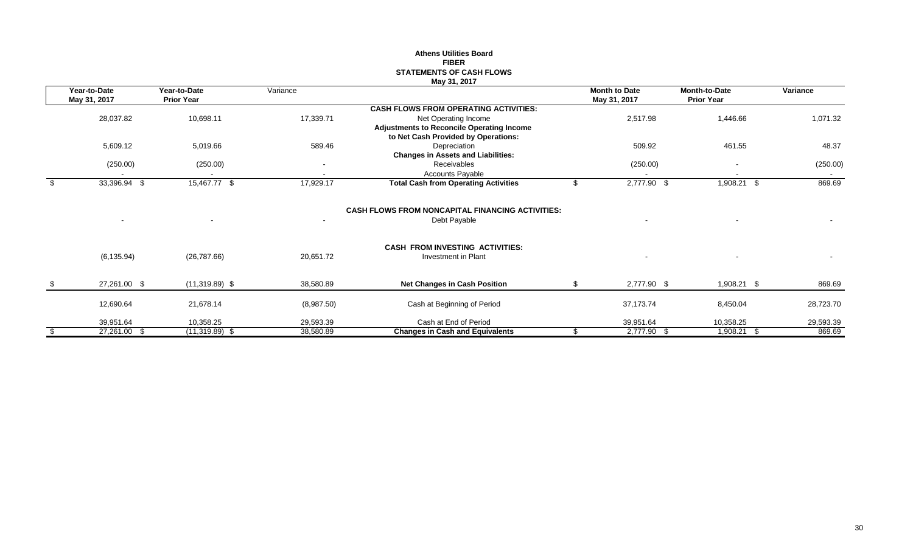**Athens Utilities Board**
**FIBER**
**STATEMENTS OF CASH FLOWS**
**May 31, 2017**

| Year-to-Date May 31, 2017 | Year-to-Date Prior Year | Variance | | Month to Date May 31, 2017 | Month-to-Date Prior Year | Variance |
|---|---|---|---|---|---|---|
| | | | **CASH FLOWS FROM OPERATING ACTIVITIES:** | | | |
| 28,037.82 | 10,698.11 | 17,339.71 | Net Operating Income | 2,517.98 | 1,446.66 | 1,071.32 |
| | | | **Adjustments to Reconcile Operating Income to Net Cash Provided by Operations:** | | | |
| 5,609.12 | 5,019.66 | 589.46 | Depreciation | 509.92 | 461.55 | 48.37 |
| | | | **Changes in Assets and Liabilities:** | | | |
| (250.00) | (250.00) | - | Receivables | (250.00) | - | (250.00) |
| - | - | - | Accounts Payable | - | - | - |
| $ 33,396.94 | $ 15,467.77 | $ 17,929.17 | **Total Cash from Operating Activities** | $ 2,777.90 | $ 1,908.21 | $ 869.69 |
| | | | **CASH FLOWS FROM NONCAPITAL FINANCING ACTIVITIES:** | | | |
| - | - | - | Debt Payable | - | - | - |
| | | | **CASH FROM INVESTING ACTIVITIES:** | | | |
| (6,135.94) | (26,787.66) | 20,651.72 | Investment in Plant | - | - | - |
| $ 27,261.00 | $ (11,319.89) | $ 38,580.89 | **Net Changes in Cash Position** | $ 2,777.90 | $ 1,908.21 | $ 869.69 |
| 12,690.64 | 21,678.14 | (8,987.50) | Cash at Beginning of Period | 37,173.74 | 8,450.04 | 28,723.70 |
| 39,951.64 | 10,358.25 | 29,593.39 | Cash at End of Period | 39,951.64 | 10,358.25 | 29,593.39 |
| $ 27,261.00 | $ (11,319.89) | $ 38,580.89 | **Changes in Cash and Equivalents** | $ 2,777.90 | $ 1,908.21 | $ 869.69 |